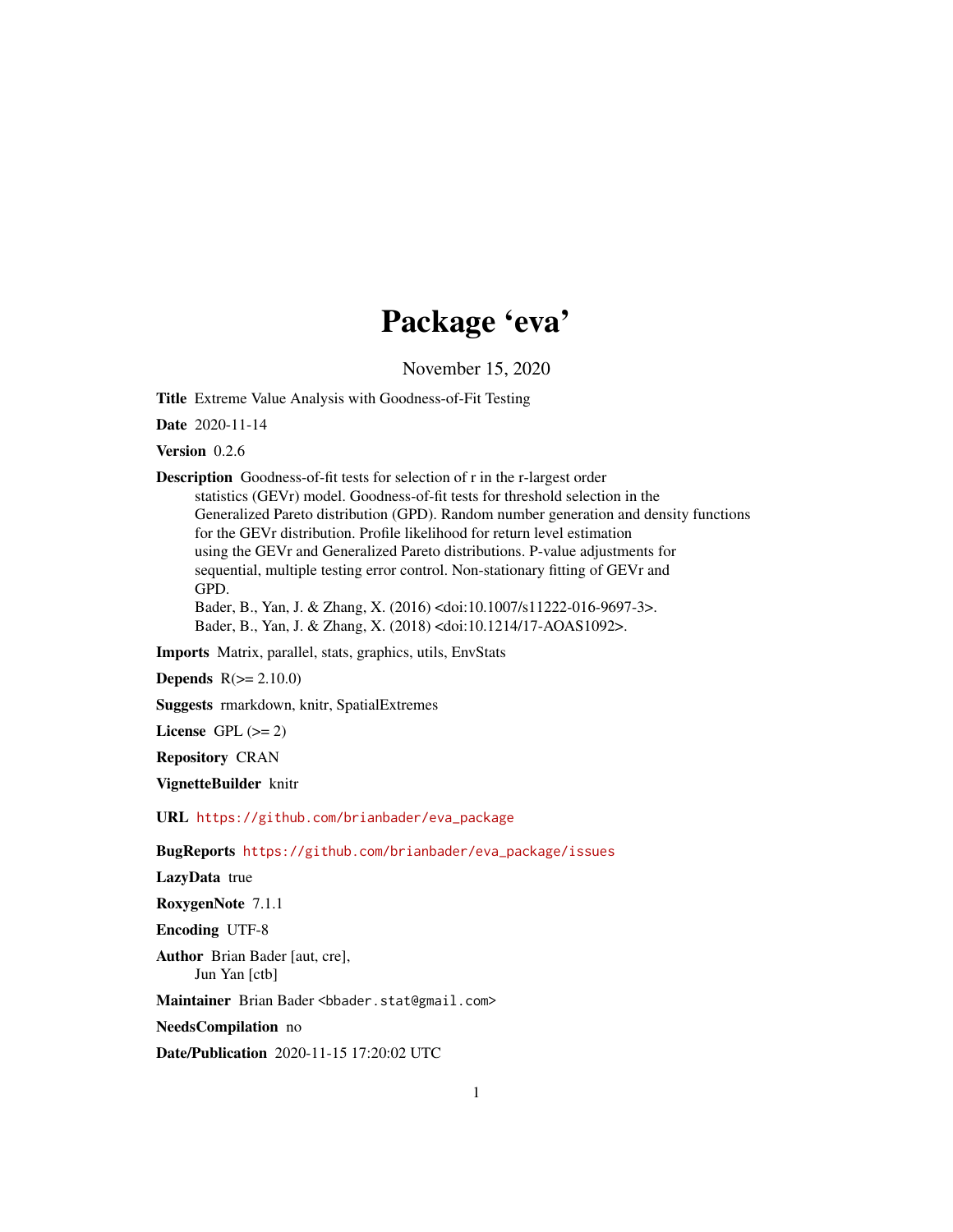# Package 'eva'

November 15, 2020

**Title** Extreme Value Analysis with Goodness-of-Fit Testing

**Date** 2020-11-14

**Version** 0.2.6

**Description** Goodness-of-fit tests for selection of r in the r-largest order statistics (GEVr) model. Goodness-of-fit tests for threshold selection in the Generalized Pareto distribution (GPD). Random number generation and density functions for the GEVr distribution. Profile likelihood for return level estimation using the GEVr and Generalized Pareto distributions. P-value adjustments for sequential, multiple testing error control. Non-stationary fitting of GEVr and GPD.
Bader, B., Yan, J. & Zhang, X. (2016) <doi:10.1007/s11222-016-9697-3>.
Bader, B., Yan, J. & Zhang, X. (2018) <doi:10.1214/17-AOAS1092>.

**Imports** Matrix, parallel, stats, graphics, utils, EnvStats

**Depends** R(>= 2.10.0)

**Suggests** rmarkdown, knitr, SpatialExtremes

**License** GPL (>= 2)

**Repository** CRAN

**VignetteBuilder** knitr

**URL** https://github.com/brianbader/eva_package

**BugReports** https://github.com/brianbader/eva_package/issues

**LazyData** true

**RoxygenNote** 7.1.1

**Encoding** UTF-8

**Author** Brian Bader [aut, cre],
Jun Yan [ctb]

**Maintainer** Brian Bader <bbader.stat@gmail.com>

**NeedsCompilation** no

**Date/Publication** 2020-11-15 17:20:02 UTC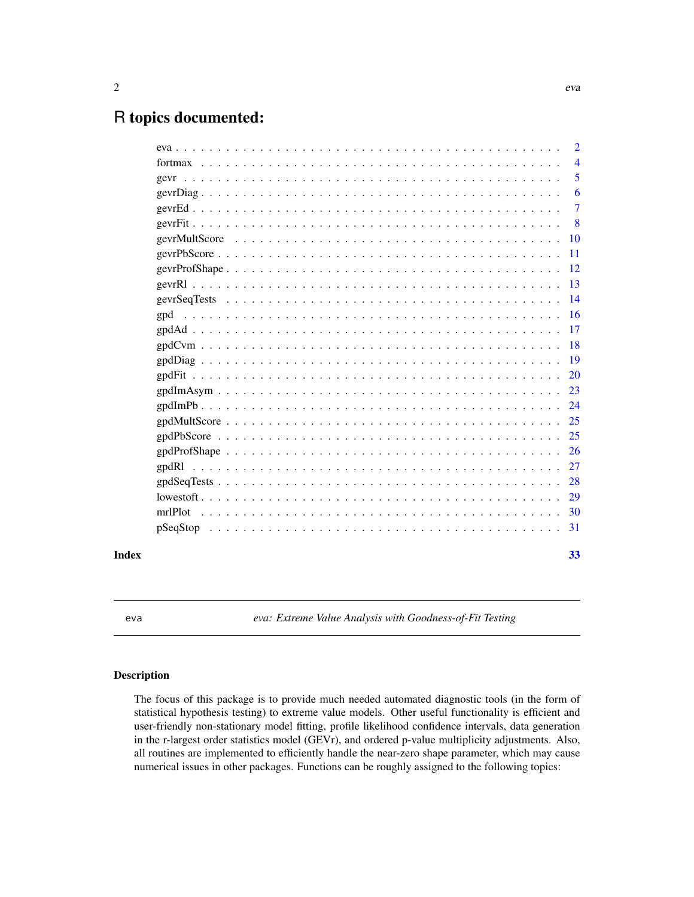# R topics documented:

| | |
|---|---|
| eva | 2 |
| fortmax | 4 |
| gevr | 5 |
| gevrDiag | 6 |
| gevrEd | 7 |
| gevrFit | 8 |
| gevrMultScore | 10 |
| gevrPbScore | 11 |
| gevrProfShape | 12 |
| gevrRl | 13 |
| gevrSeqTests | 14 |
| gpd | 16 |
| gpdAd | 17 |
| gpdCvm | 18 |
| gpdDiag | 19 |
| gpdFit | 20 |
| gpdImAsym | 23 |
| gpdImPb | 24 |
| gpdMultScore | 25 |
| gpdPbScore | 25 |
| gpdProfShape | 26 |
| gpdRl | 27 |
| gpdSeqTests | 28 |
| lowestoft | 29 |
| mrlPlot | 30 |
| pSeqStop | 31 |

**Index** 33

---

eva *eva: Extreme Value Analysis with Goodness-of-Fit Testing*

---

## Description

The focus of this package is to provide much needed automated diagnostic tools (in the form of statistical hypothesis testing) to extreme value models. Other useful functionality is efficient and user-friendly non-stationary model fitting, profile likelihood confidence intervals, data generation in the r-largest order statistics model (GEVr), and ordered p-value multiplicity adjustments. Also, all routines are implemented to efficiently handle the near-zero shape parameter, which may cause numerical issues in other packages. Functions can be roughly assigned to the following topics: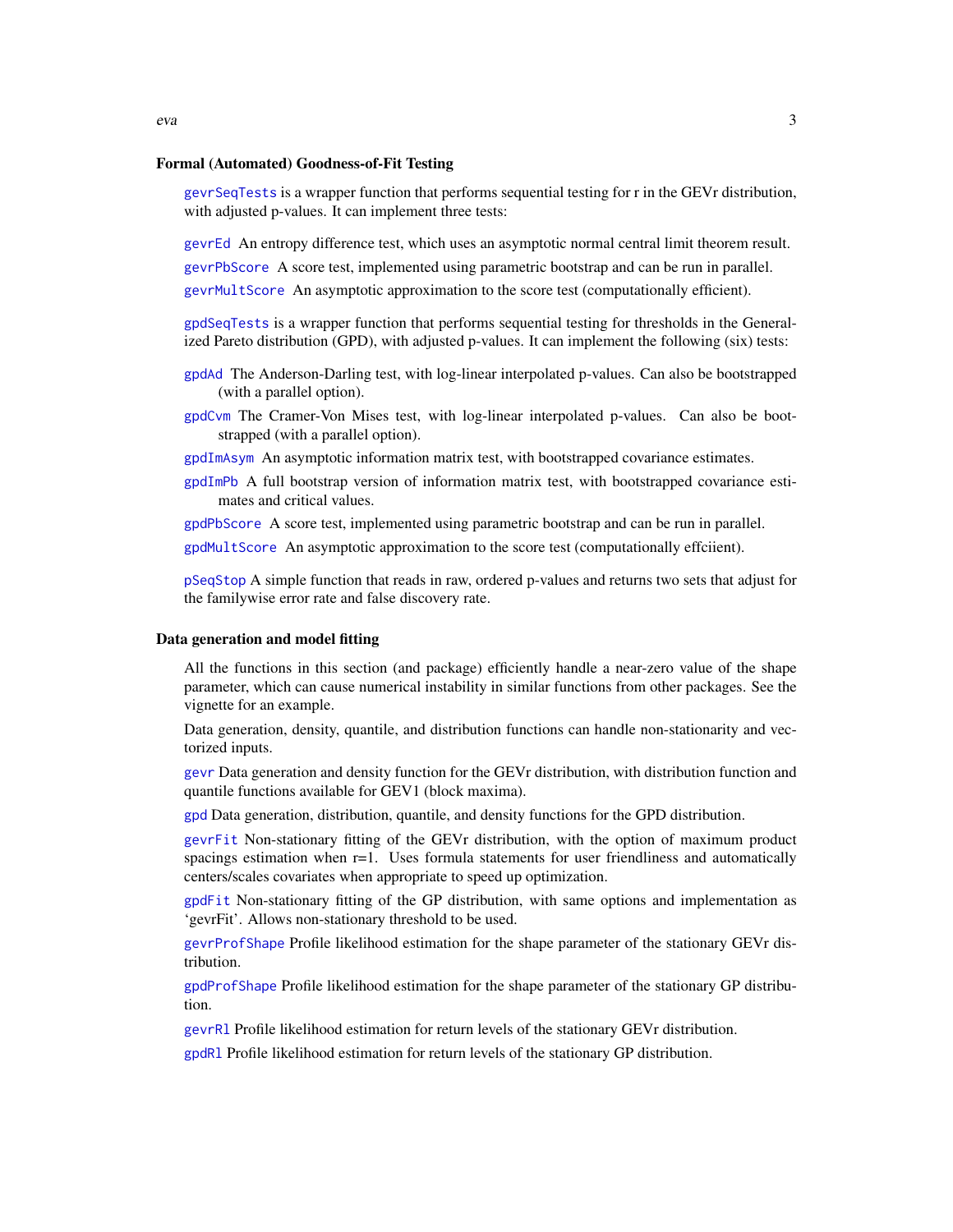### Formal (Automated) Goodness-of-Fit Testing

gevrSeqTests is a wrapper function that performs sequential testing for r in the GEVr distribution, with adjusted p-values. It can implement three tests:

- gevrEd An entropy difference test, which uses an asymptotic normal central limit theorem result.
- gevrPbScore A score test, implemented using parametric bootstrap and can be run in parallel.
- gevrMultScore An asymptotic approximation to the score test (computationally efficient).

gpdSeqTests is a wrapper function that performs sequential testing for thresholds in the Generalized Pareto distribution (GPD), with adjusted p-values. It can implement the following (six) tests:

- gpdAd The Anderson-Darling test, with log-linear interpolated p-values. Can also be bootstrapped (with a parallel option).
- gpdCvm The Cramer-Von Mises test, with log-linear interpolated p-values. Can also be bootstrapped (with a parallel option).
- gpdImAsym An asymptotic information matrix test, with bootstrapped covariance estimates.
- gpdImPb A full bootstrap version of information matrix test, with bootstrapped covariance estimates and critical values.
- gpdPbScore A score test, implemented using parametric bootstrap and can be run in parallel.
- gpdMultScore An asymptotic approximation to the score test (computationally effciient).

pSeqStop A simple function that reads in raw, ordered p-values and returns two sets that adjust for the familywise error rate and false discovery rate.

### Data generation and model fitting

All the functions in this section (and package) efficiently handle a near-zero value of the shape parameter, which can cause numerical instability in similar functions from other packages. See the vignette for an example.

Data generation, density, quantile, and distribution functions can handle non-stationarity and vectorized inputs.

gevr Data generation and density function for the GEVr distribution, with distribution function and quantile functions available for GEV1 (block maxima).

gpd Data generation, distribution, quantile, and density functions for the GPD distribution.

gevrFit Non-stationary fitting of the GEVr distribution, with the option of maximum product spacings estimation when r=1. Uses formula statements for user friendliness and automatically centers/scales covariates when appropriate to speed up optimization.

gpdFit Non-stationary fitting of the GP distribution, with same options and implementation as 'gevrFit'. Allows non-stationary threshold to be used.

gevrProfShape Profile likelihood estimation for the shape parameter of the stationary GEVr distribution.

gpdProfShape Profile likelihood estimation for the shape parameter of the stationary GP distribution.

gevrRl Profile likelihood estimation for return levels of the stationary GEVr distribution.

gpdRl Profile likelihood estimation for return levels of the stationary GP distribution.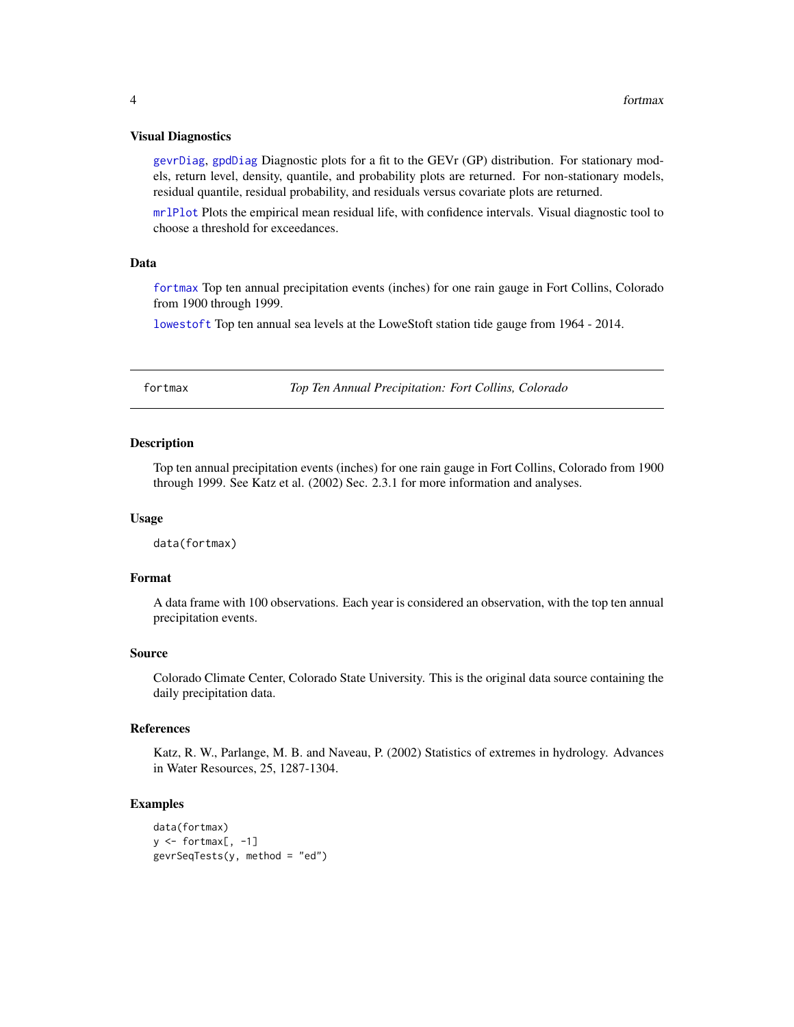### Visual Diagnostics

gevrDiag, gpdDiag Diagnostic plots for a fit to the GEVr (GP) distribution. For stationary models, return level, density, quantile, and probability plots are returned. For non-stationary models, residual quantile, residual probability, and residuals versus covariate plots are returned.

mrlPlot Plots the empirical mean residual life, with confidence intervals. Visual diagnostic tool to choose a threshold for exceedances.

### Data

fortmax Top ten annual precipitation events (inches) for one rain gauge in Fort Collins, Colorado from 1900 through 1999.

lowestoft Top ten annual sea levels at the LoweStoft station tide gauge from 1964 - 2014.

---

## fortmax — *Top Ten Annual Precipitation: Fort Collins, Colorado*

---

### Description

Top ten annual precipitation events (inches) for one rain gauge in Fort Collins, Colorado from 1900 through 1999. See Katz et al. (2002) Sec. 2.3.1 for more information and analyses.

### Usage

```
data(fortmax)
```

### Format

A data frame with 100 observations. Each year is considered an observation, with the top ten annual precipitation events.

### Source

Colorado Climate Center, Colorado State University. This is the original data source containing the daily precipitation data.

### References

Katz, R. W., Parlange, M. B. and Naveau, P. (2002) Statistics of extremes in hydrology. Advances in Water Resources, 25, 1287-1304.

### Examples

```
data(fortmax)
y <- fortmax[, -1]
gevrSeqTests(y, method = "ed")
```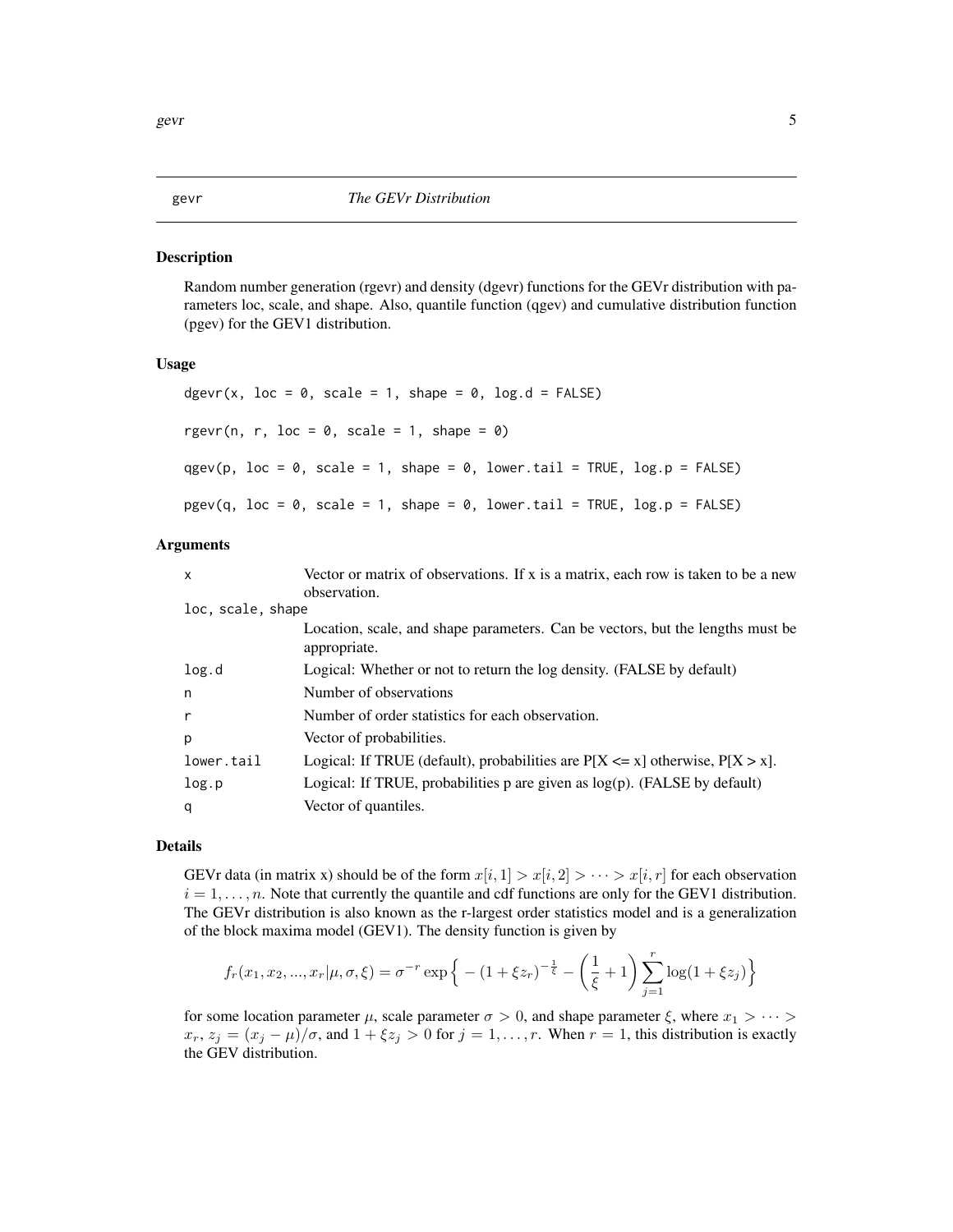# gevr — *The GEVr Distribution*

## Description

Random number generation (rgevr) and density (dgevr) functions for the GEVr distribution with parameters loc, scale, and shape. Also, quantile function (qgev) and cumulative distribution function (pgev) for the GEV1 distribution.

## Usage

```
dgevr(x, loc = 0, scale = 1, shape = 0, log.d = FALSE)

rgevr(n, r, loc = 0, scale = 1, shape = 0)

qgev(p, loc = 0, scale = 1, shape = 0, lower.tail = TRUE, log.p = FALSE)

pgev(q, loc = 0, scale = 1, shape = 0, lower.tail = TRUE, log.p = FALSE)
```

## Arguments

| Argument | Description |
|---|---|
| `x` | Vector or matrix of observations. If x is a matrix, each row is taken to be a new observation. |
| `loc, scale, shape` | Location, scale, and shape parameters. Can be vectors, but the lengths must be appropriate. |
| `log.d` | Logical: Whether or not to return the log density. (FALSE by default) |
| `n` | Number of observations |
| `r` | Number of order statistics for each observation. |
| `p` | Vector of probabilities. |
| `lower.tail` | Logical: If TRUE (default), probabilities are P[X <= x] otherwise, P[X > x]. |
| `log.p` | Logical: If TRUE, probabilities p are given as log(p). (FALSE by default) |
| `q` | Vector of quantiles. |

## Details

GEVr data (in matrix x) should be of the form $x[i,1] > x[i,2] > \cdots > x[i,r]$ for each observation $i = 1, \ldots, n$. Note that currently the quantile and cdf functions are only for the GEV1 distribution. The GEVr distribution is also known as the r-largest order statistics model and is a generalization of the block maxima model (GEV1). The density function is given by

$$f_r(x_1, x_2, ..., x_r | \mu, \sigma, \xi) = \sigma^{-r} \exp\Big\{ -(1 + \xi z_r)^{-\frac{1}{\xi}} - \left(\frac{1}{\xi} + 1\right) \sum_{j=1}^{r} \log(1 + \xi z_j) \Big\}$$

for some location parameter $\mu$, scale parameter $\sigma > 0$, and shape parameter $\xi$, where $x_1 > \cdots > x_r$, $z_j = (x_j - \mu)/\sigma$, and $1 + \xi z_j > 0$ for $j = 1, \ldots, r$. When $r = 1$, this distribution is exactly the GEV distribution.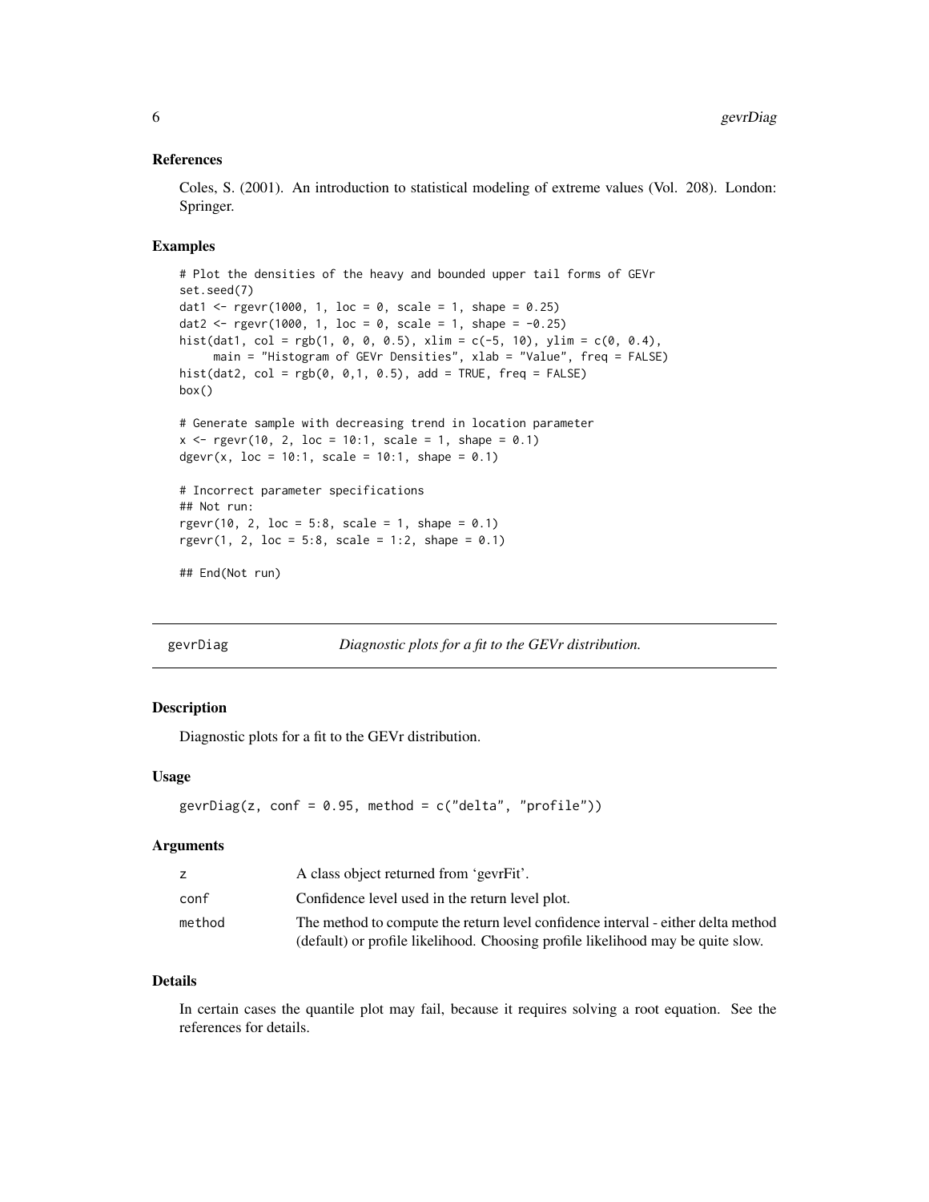### References

Coles, S. (2001). An introduction to statistical modeling of extreme values (Vol. 208). London: Springer.

### Examples

```
# Plot the densities of the heavy and bounded upper tail forms of GEVr
set.seed(7)
dat1 <- rgevr(1000, 1, loc = 0, scale = 1, shape = 0.25)
dat2 <- rgevr(1000, 1, loc = 0, scale = 1, shape = -0.25)
hist(dat1, col = rgb(1, 0, 0, 0.5), xlim = c(-5, 10), ylim = c(0, 0.4),
     main = "Histogram of GEVr Densities", xlab = "Value", freq = FALSE)
hist(dat2, col = rgb(0, 0,1, 0.5), add = TRUE, freq = FALSE)
box()

# Generate sample with decreasing trend in location parameter
x <- rgevr(10, 2, loc = 10:1, scale = 1, shape = 0.1)
dgevr(x, loc = 10:1, scale = 10:1, shape = 0.1)

# Incorrect parameter specifications
## Not run:
rgevr(10, 2, loc = 5:8, scale = 1, shape = 0.1)
rgevr(1, 2, loc = 5:8, scale = 1:2, shape = 0.1)

## End(Not run)
```

---

## gevrDiag — *Diagnostic plots for a fit to the GEVr distribution.*

### Description

Diagnostic plots for a fit to the GEVr distribution.

### Usage

```
gevrDiag(z, conf = 0.95, method = c("delta", "profile"))
```

### Arguments

| | |
|---|---|
| z | A class object returned from 'gevrFit'. |
| conf | Confidence level used in the return level plot. |
| method | The method to compute the return level confidence interval - either delta method (default) or profile likelihood. Choosing profile likelihood may be quite slow. |

### Details

In certain cases the quantile plot may fail, because it requires solving a root equation. See the references for details.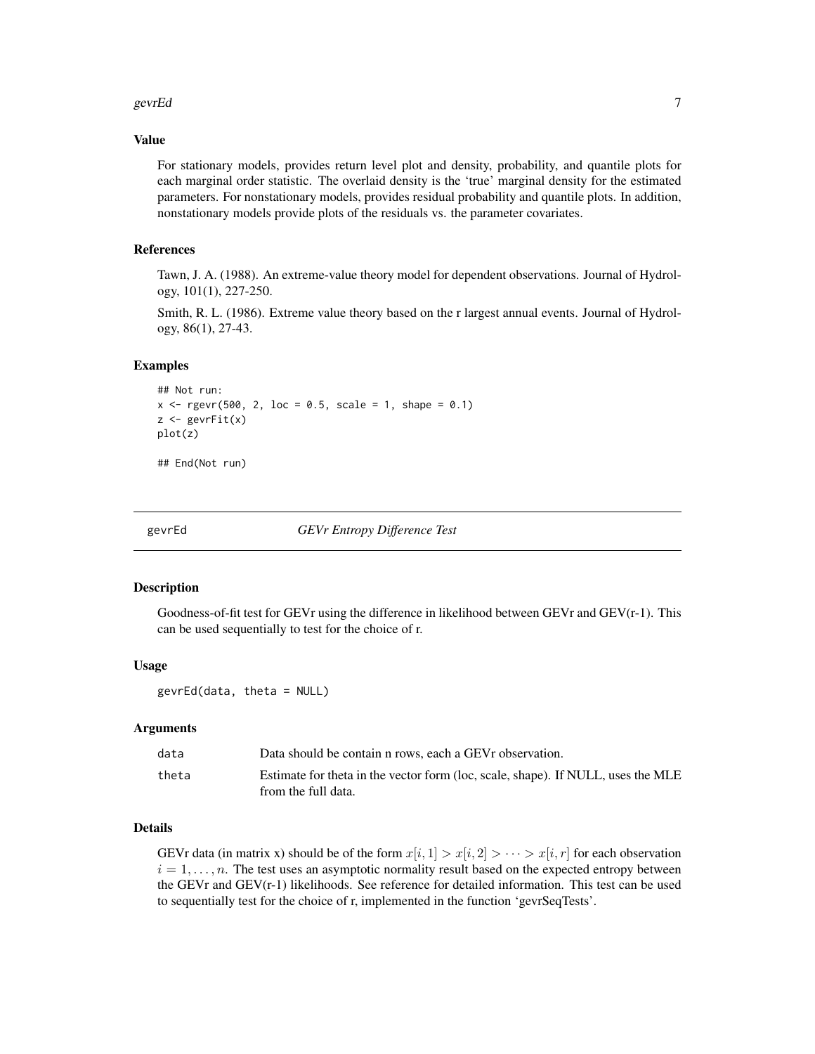### Value

For stationary models, provides return level plot and density, probability, and quantile plots for each marginal order statistic. The overlaid density is the 'true' marginal density for the estimated parameters. For nonstationary models, provides residual probability and quantile plots. In addition, nonstationary models provide plots of the residuals vs. the parameter covariates.

### References

Tawn, J. A. (1988). An extreme-value theory model for dependent observations. Journal of Hydrology, 101(1), 227-250.

Smith, R. L. (1986). Extreme value theory based on the r largest annual events. Journal of Hydrology, 86(1), 27-43.

### Examples

```
## Not run:
x <- rgevr(500, 2, loc = 0.5, scale = 1, shape = 0.1)
z <- gevrFit(x)
plot(z)

## End(Not run)
```

---

## gevrEd *GEVr Entropy Difference Test*

---

### Description

Goodness-of-fit test for GEVr using the difference in likelihood between GEVr and GEV(r-1). This can be used sequentially to test for the choice of r.

### Usage

```
gevrEd(data, theta = NULL)
```

### Arguments

| | |
|---|---|
| data | Data should be contain n rows, each a GEVr observation. |
| theta | Estimate for theta in the vector form (loc, scale, shape). If NULL, uses the MLE from the full data. |

### Details

GEVr data (in matrix x) should be of the form $x[i, 1] > x[i, 2] > \cdots > x[i, r]$ for each observation $i = 1, \ldots, n$. The test uses an asymptotic normality result based on the expected entropy between the GEVr and GEV(r-1) likelihoods. See reference for detailed information. This test can be used to sequentially test for the choice of r, implemented in the function 'gevrSeqTests'.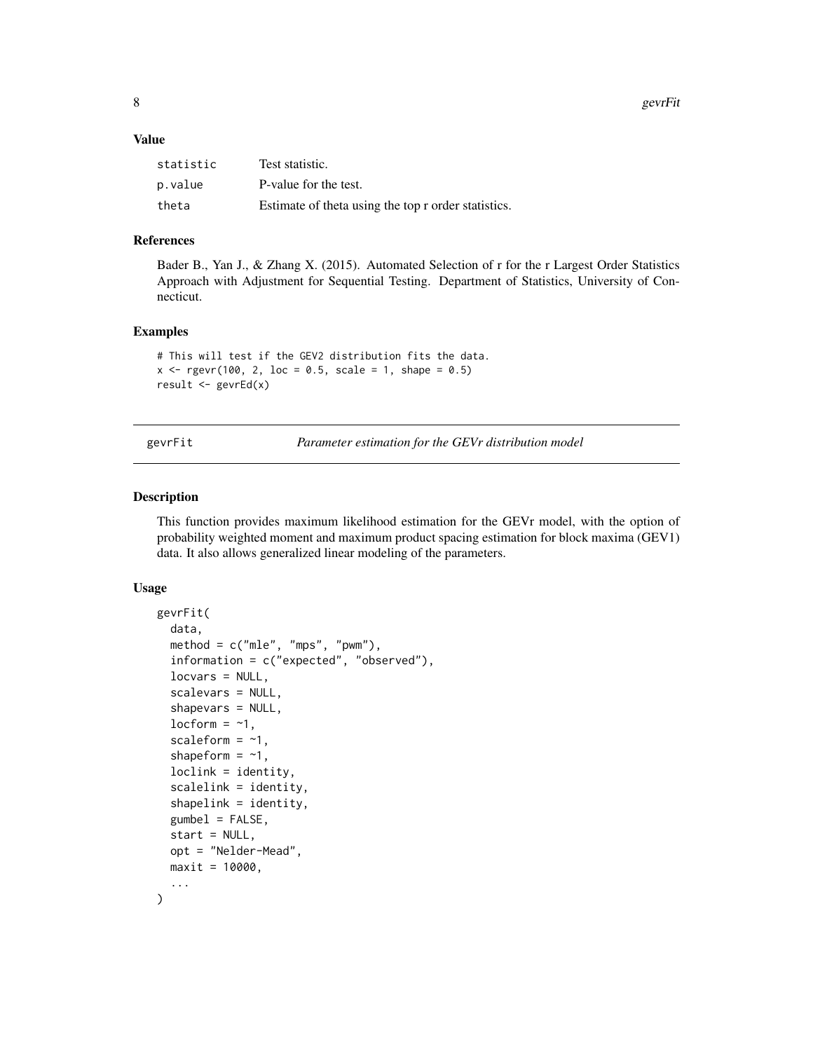### Value

| | |
|---|---|
| statistic | Test statistic. |
| p.value | P-value for the test. |
| theta | Estimate of theta using the top r order statistics. |

### References

Bader B., Yan J., & Zhang X. (2015). Automated Selection of r for the r Largest Order Statistics Approach with Adjustment for Sequential Testing. Department of Statistics, University of Connecticut.

### Examples

```
# This will test if the GEV2 distribution fits the data.
x <- rgevr(100, 2, loc = 0.5, scale = 1, shape = 0.5)
result <- gevrEd(x)
```

---

## gevrFit    *Parameter estimation for the GEVr distribution model*

---

### Description

This function provides maximum likelihood estimation for the GEVr model, with the option of probability weighted moment and maximum product spacing estimation for block maxima (GEV1) data. It also allows generalized linear modeling of the parameters.

### Usage

```
gevrFit(
  data,
  method = c("mle", "mps", "pwm"),
  information = c("expected", "observed"),
  locvars = NULL,
  scalevars = NULL,
  shapevars = NULL,
  locform = ~1,
  scaleform = ~1,
  shapeform = ~1,
  loclink = identity,
  scalelink = identity,
  shapelink = identity,
  gumbel = FALSE,
  start = NULL,
  opt = "Nelder-Mead",
  maxit = 10000,
  ...
)
```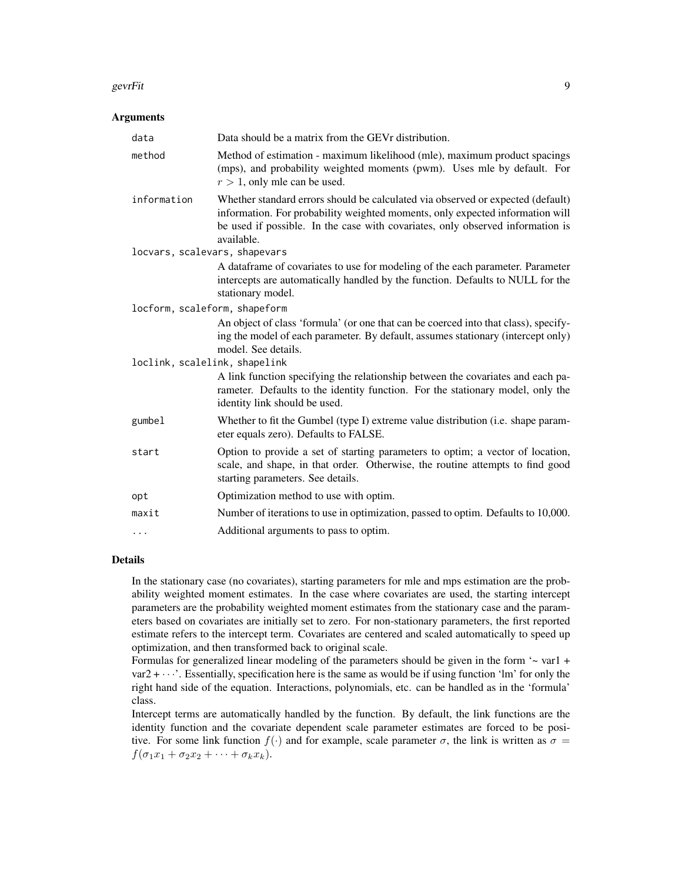## Arguments

| | |
|---|---|
| `data` | Data should be a matrix from the GEVr distribution. |
| `method` | Method of estimation - maximum likelihood (mle), maximum product spacings (mps), and probability weighted moments (pwm). Uses mle by default. For $r > 1$, only mle can be used. |
| `information` | Whether standard errors should be calculated via observed or expected (default) information. For probability weighted moments, only expected information will be used if possible. In the case with covariates, only observed information is available. |
| `locvars, scalevars, shapevars` | A dataframe of covariates to use for modeling of the each parameter. Parameter intercepts are automatically handled by the function. Defaults to NULL for the stationary model. |
| `locform, scaleform, shapeform` | An object of class 'formula' (or one that can be coerced into that class), specifying the model of each parameter. By default, assumes stationary (intercept only) model. See details. |
| `loclink, scalelink, shapelink` | A link function specifying the relationship between the covariates and each parameter. Defaults to the identity function. For the stationary model, only the identity link should be used. |
| `gumbel` | Whether to fit the Gumbel (type I) extreme value distribution (i.e. shape parameter equals zero). Defaults to FALSE. |
| `start` | Option to provide a set of starting parameters to optim; a vector of location, scale, and shape, in that order. Otherwise, the routine attempts to find good starting parameters. See details. |
| `opt` | Optimization method to use with optim. |
| `maxit` | Number of iterations to use in optimization, passed to optim. Defaults to 10,000. |
| `...` | Additional arguments to pass to optim. |

## Details

In the stationary case (no covariates), starting parameters for mle and mps estimation are the probability weighted moment estimates. In the case where covariates are used, the starting intercept parameters are the probability weighted moment estimates from the stationary case and the parameters based on covariates are initially set to zero. For non-stationary parameters, the first reported estimate refers to the intercept term. Covariates are centered and scaled automatically to speed up optimization, and then transformed back to original scale.

Formulas for generalized linear modeling of the parameters should be given in the form '~ var1 + var2 + $\cdots$'. Essentially, specification here is the same as would be if using function 'lm' for only the right hand side of the equation. Interactions, polynomials, etc. can be handled as in the 'formula' class.

Intercept terms are automatically handled by the function. By default, the link functions are the identity function and the covariate dependent scale parameter estimates are forced to be positive. For some link function $f(\cdot)$ and for example, scale parameter $\sigma$, the link is written as $\sigma = f(\sigma_1 x_1 + \sigma_2 x_2 + \cdots + \sigma_k x_k)$.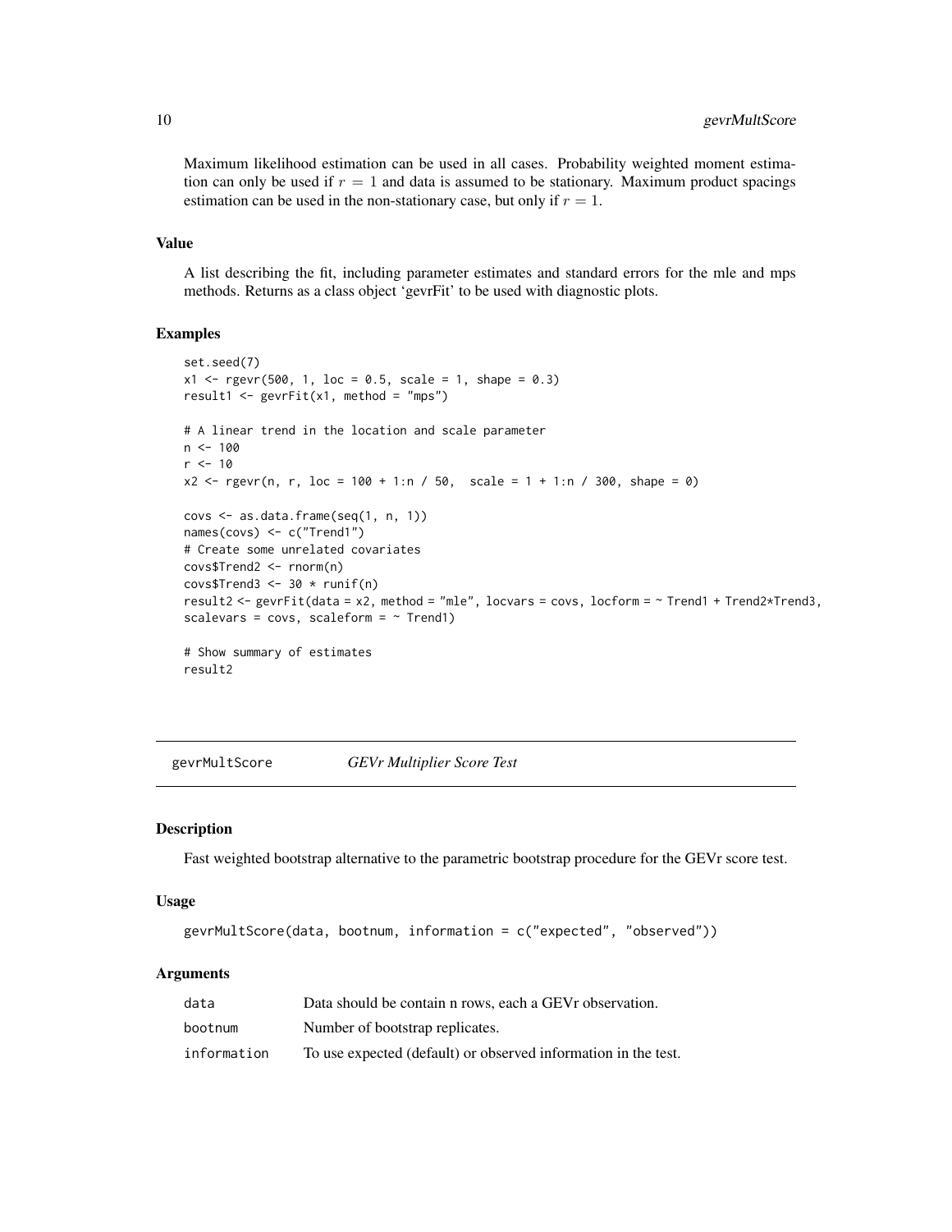Maximum likelihood estimation can be used in all cases. Probability weighted moment estimation can only be used if $r = 1$ and data is assumed to be stationary. Maximum product spacings estimation can be used in the non-stationary case, but only if $r = 1$.

### Value

A list describing the fit, including parameter estimates and standard errors for the mle and mps methods. Returns as a class object 'gevrFit' to be used with diagnostic plots.

### Examples

```
set.seed(7)
x1 <- rgevr(500, 1, loc = 0.5, scale = 1, shape = 0.3)
result1 <- gevrFit(x1, method = "mps")

# A linear trend in the location and scale parameter
n <- 100
r <- 10
x2 <- rgevr(n, r, loc = 100 + 1:n / 50,  scale = 1 + 1:n / 300, shape = 0)

covs <- as.data.frame(seq(1, n, 1))
names(covs) <- c("Trend1")
# Create some unrelated covariates
covs$Trend2 <- rnorm(n)
covs$Trend3 <- 30 * runif(n)
result2 <- gevrFit(data = x2, method = "mle", locvars = covs, locform = ~ Trend1 + Trend2*Trend3,
scalevars = covs, scaleform = ~ Trend1)

# Show summary of estimates
result2
```

---

## gevrMultScore &nbsp;&nbsp;&nbsp; *GEVr Multiplier Score Test*

### Description

Fast weighted bootstrap alternative to the parametric bootstrap procedure for the GEVr score test.

### Usage

```
gevrMultScore(data, bootnum, information = c("expected", "observed"))
```

### Arguments

| | |
|---|---|
| data | Data should be contain n rows, each a GEVr observation. |
| bootnum | Number of bootstrap replicates. |
| information | To use expected (default) or observed information in the test. |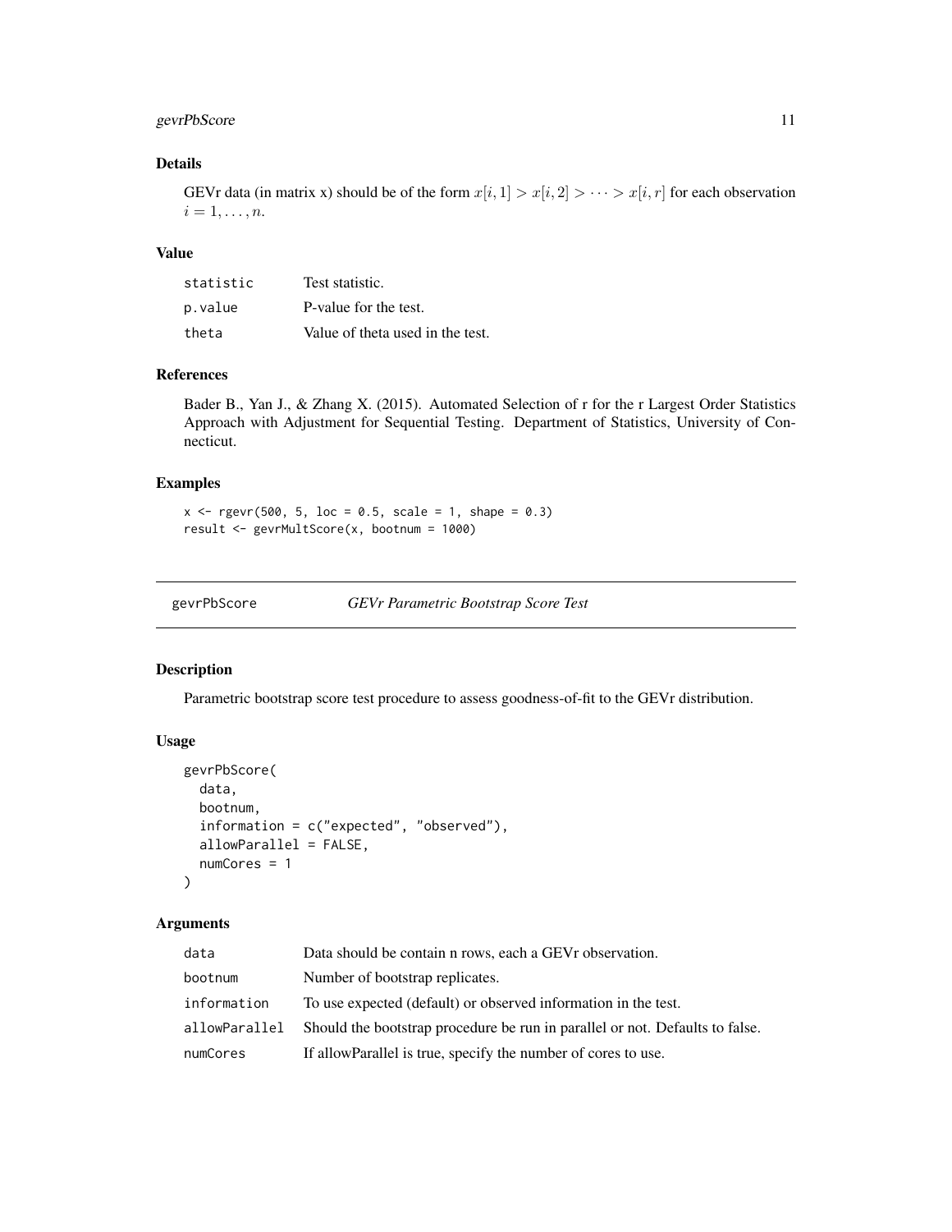### Details

GEVr data (in matrix x) should be of the form $x[i, 1] > x[i, 2] > \cdots > x[i, r]$ for each observation $i = 1, \ldots, n$.

### Value

| | |
|---|---|
| statistic | Test statistic. |
| p.value | P-value for the test. |
| theta | Value of theta used in the test. |

### References

Bader B., Yan J., & Zhang X. (2015). Automated Selection of r for the r Largest Order Statistics Approach with Adjustment for Sequential Testing. Department of Statistics, University of Connecticut.

### Examples

```
x <- rgevr(500, 5, loc = 0.5, scale = 1, shape = 0.3)
result <- gevrMultScore(x, bootnum = 1000)
```

---

## gevrPbScore — *GEVr Parametric Bootstrap Score Test*

### Description

Parametric bootstrap score test procedure to assess goodness-of-fit to the GEVr distribution.

### Usage

```
gevrPbScore(
  data,
  bootnum,
  information = c("expected", "observed"),
  allowParallel = FALSE,
  numCores = 1
)
```

### Arguments

| | |
|---|---|
| data | Data should be contain n rows, each a GEVr observation. |
| bootnum | Number of bootstrap replicates. |
| information | To use expected (default) or observed information in the test. |
| allowParallel | Should the bootstrap procedure be run in parallel or not. Defaults to false. |
| numCores | If allowParallel is true, specify the number of cores to use. |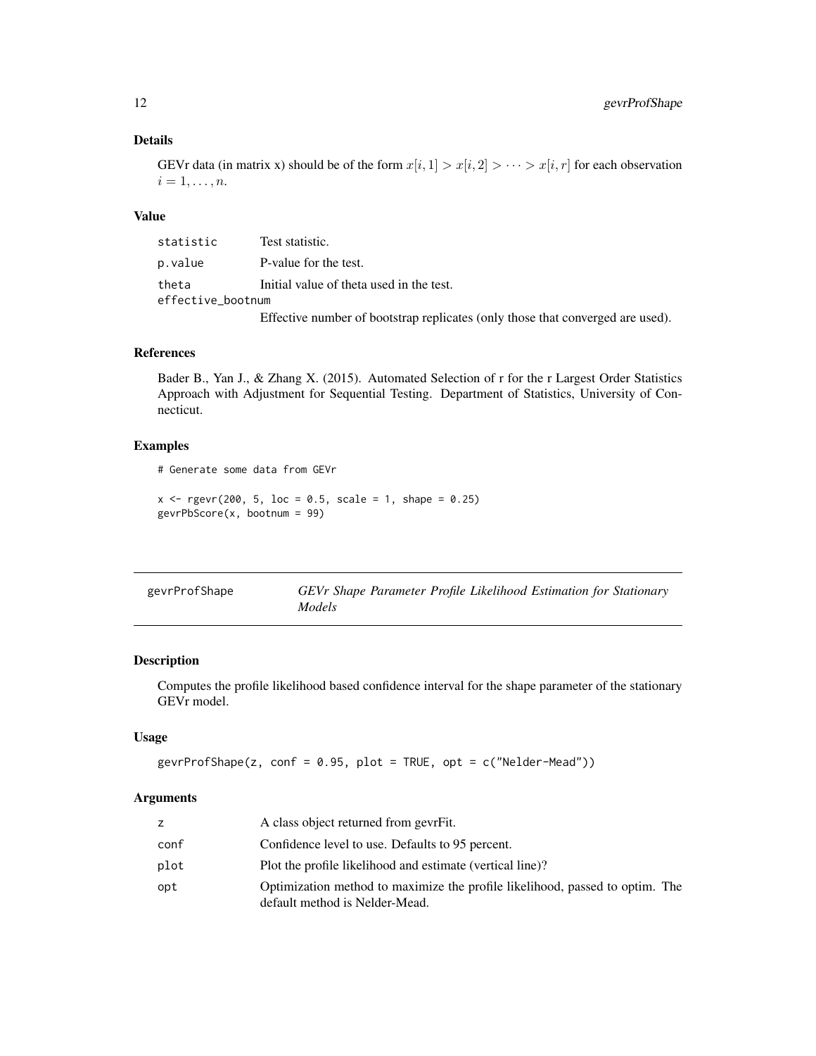### Details

GEVr data (in matrix x) should be of the form $x[i,1] > x[i,2] > \cdots > x[i,r]$ for each observation $i = 1, \ldots, n$.

### Value

| | |
|---|---|
| statistic | Test statistic. |
| p.value | P-value for the test. |
| theta | Initial value of theta used in the test. |
| effective_bootnum | Effective number of bootstrap replicates (only those that converged are used). |

### References

Bader B., Yan J., & Zhang X. (2015). Automated Selection of r for the r Largest Order Statistics Approach with Adjustment for Sequential Testing. Department of Statistics, University of Connecticut.

### Examples

```
# Generate some data from GEVr

x <- rgevr(200, 5, loc = 0.5, scale = 1, shape = 0.25)
gevrPbScore(x, bootnum = 99)
```

---

## gevrProfShape — *GEVr Shape Parameter Profile Likelihood Estimation for Stationary Models*

### Description

Computes the profile likelihood based confidence interval for the shape parameter of the stationary GEVr model.

### Usage

```
gevrProfShape(z, conf = 0.95, plot = TRUE, opt = c("Nelder-Mead"))
```

### Arguments

| | |
|---|---|
| z | A class object returned from gevrFit. |
| conf | Confidence level to use. Defaults to 95 percent. |
| plot | Plot the profile likelihood and estimate (vertical line)? |
| opt | Optimization method to maximize the profile likelihood, passed to optim. The default method is Nelder-Mead. |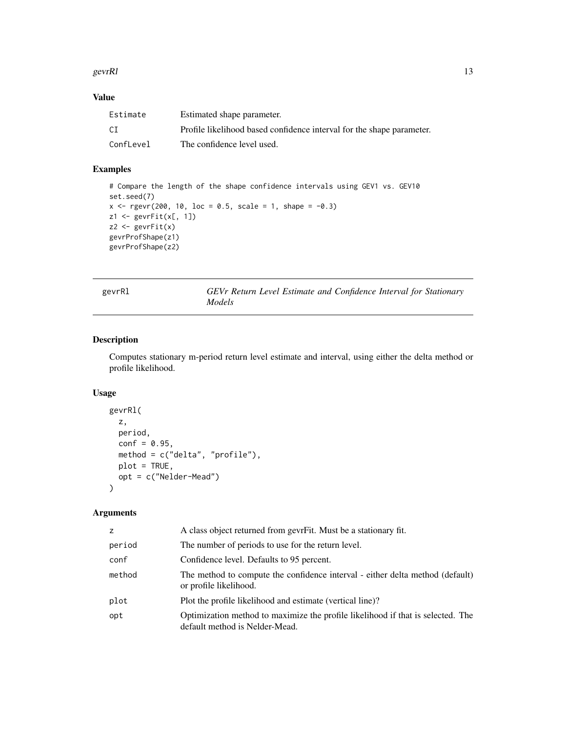## Value

| | |
|---|---|
| Estimate | Estimated shape parameter. |
| CI | Profile likelihood based confidence interval for the shape parameter. |
| ConfLevel | The confidence level used. |

## Examples

```
# Compare the length of the shape confidence intervals using GEV1 vs. GEV10
set.seed(7)
x <- rgevr(200, 10, loc = 0.5, scale = 1, shape = -0.3)
z1 <- gevrFit(x[, 1])
z2 <- gevrFit(x)
gevrProfShape(z1)
gevrProfShape(z2)
```

---

# gevrRl — *GEVr Return Level Estimate and Confidence Interval for Stationary Models*

## Description

Computes stationary m-period return level estimate and interval, using either the delta method or profile likelihood.

## Usage

```
gevrRl(
  z,
  period,
  conf = 0.95,
  method = c("delta", "profile"),
  plot = TRUE,
  opt = c("Nelder-Mead")
)
```

## Arguments

| | |
|---|---|
| z | A class object returned from gevrFit. Must be a stationary fit. |
| period | The number of periods to use for the return level. |
| conf | Confidence level. Defaults to 95 percent. |
| method | The method to compute the confidence interval - either delta method (default) or profile likelihood. |
| plot | Plot the profile likelihood and estimate (vertical line)? |
| opt | Optimization method to maximize the profile likelihood if that is selected. The default method is Nelder-Mead. |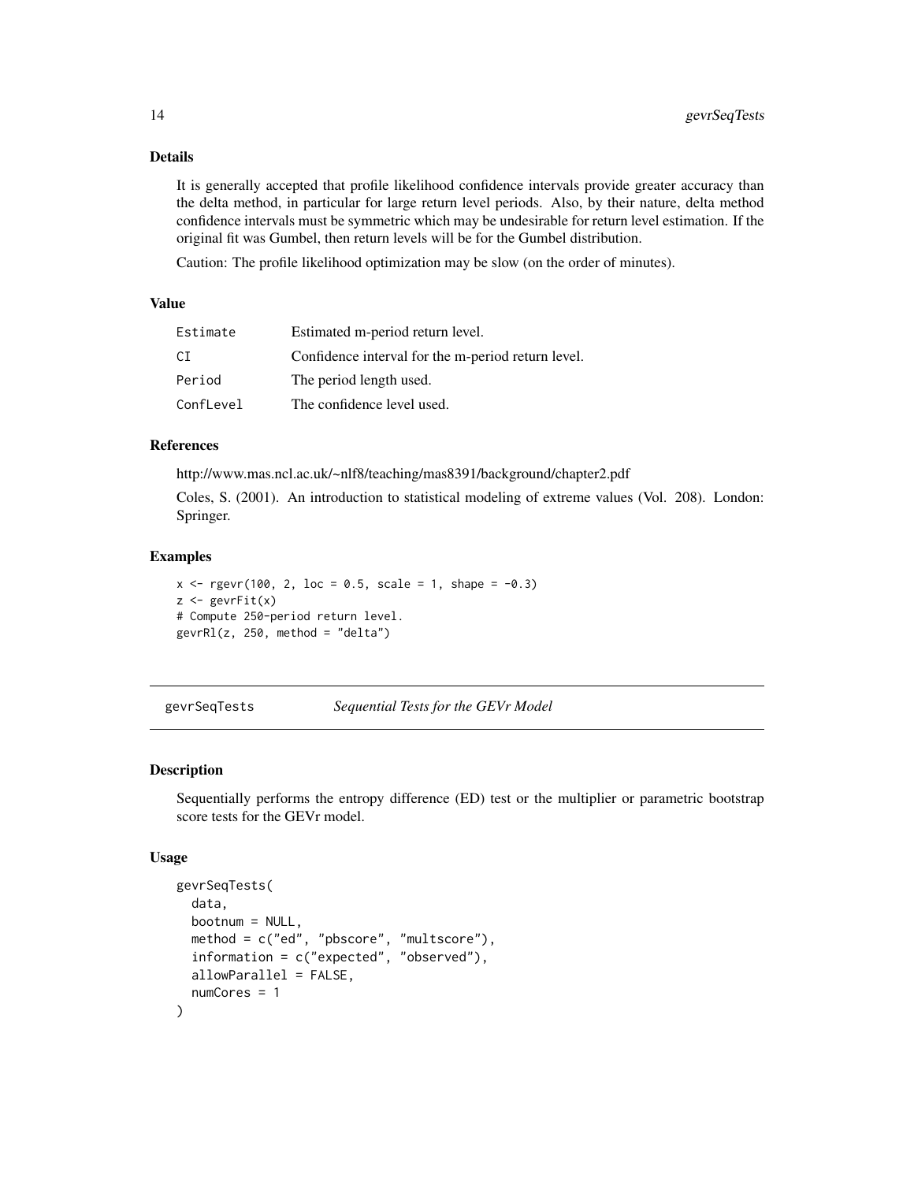### Details

It is generally accepted that profile likelihood confidence intervals provide greater accuracy than the delta method, in particular for large return level periods. Also, by their nature, delta method confidence intervals must be symmetric which may be undesirable for return level estimation. If the original fit was Gumbel, then return levels will be for the Gumbel distribution.

Caution: The profile likelihood optimization may be slow (on the order of minutes).

### Value

| | |
|---|---|
| Estimate | Estimated m-period return level. |
| CI | Confidence interval for the m-period return level. |
| Period | The period length used. |
| ConfLevel | The confidence level used. |

### References

http://www.mas.ncl.ac.uk/~nlf8/teaching/mas8391/background/chapter2.pdf

Coles, S. (2001). An introduction to statistical modeling of extreme values (Vol. 208). London: Springer.

### Examples

```
x <- rgevr(100, 2, loc = 0.5, scale = 1, shape = -0.3)
z <- gevrFit(x)
# Compute 250-period return level.
gevrRl(z, 250, method = "delta")
```

---

## gevrSeqTests *Sequential Tests for the GEVr Model*

### Description

Sequentially performs the entropy difference (ED) test or the multiplier or parametric bootstrap score tests for the GEVr model.

### Usage

```
gevrSeqTests(
  data,
  bootnum = NULL,
  method = c("ed", "pbscore", "multscore"),
  information = c("expected", "observed"),
  allowParallel = FALSE,
  numCores = 1
)
```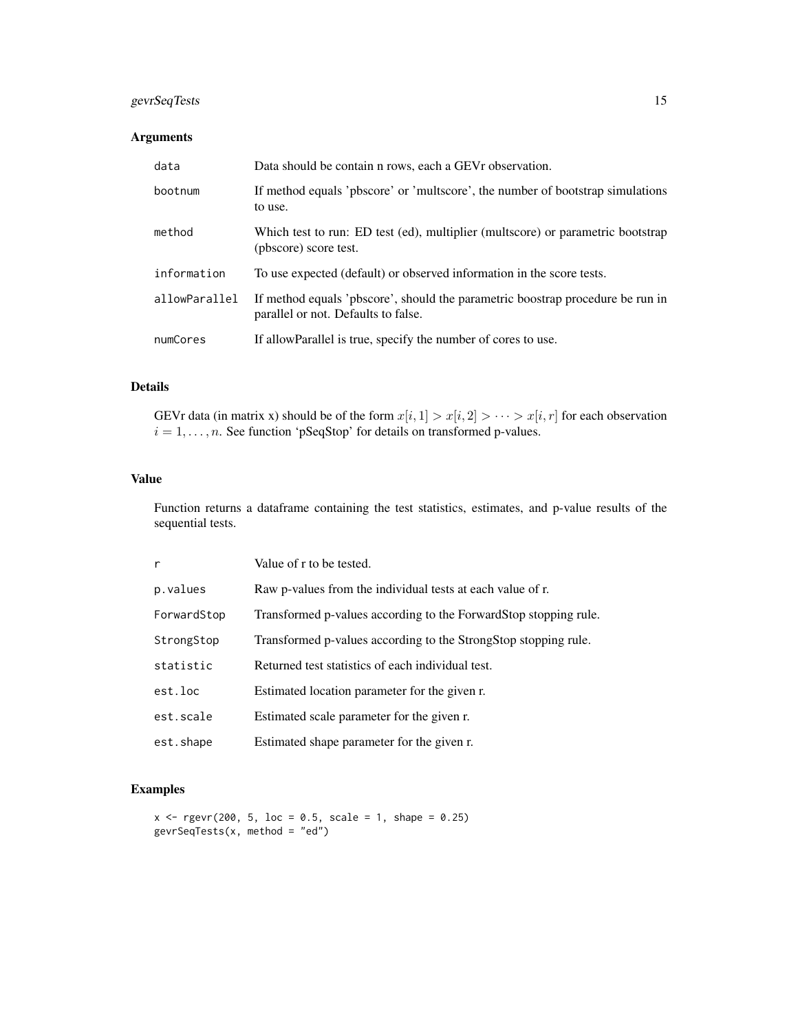### Arguments

| | |
|---|---|
| data | Data should be contain n rows, each a GEVr observation. |
| bootnum | If method equals 'pbscore' or 'multscore', the number of bootstrap simulations to use. |
| method | Which test to run: ED test (ed), multiplier (multscore) or parametric bootstrap (pbscore) score test. |
| information | To use expected (default) or observed information in the score tests. |
| allowParallel | If method equals 'pbscore', should the parametric boostrap procedure be run in parallel or not. Defaults to false. |
| numCores | If allowParallel is true, specify the number of cores to use. |

### Details

GEVr data (in matrix x) should be of the form $x[i, 1] > x[i, 2] > \cdots > x[i, r]$ for each observation $i = 1, \ldots, n$. See function 'pSeqStop' for details on transformed p-values.

### Value

Function returns a dataframe containing the test statistics, estimates, and p-value results of the sequential tests.

| | |
|---|---|
| r | Value of r to be tested. |
| p.values | Raw p-values from the individual tests at each value of r. |
| ForwardStop | Transformed p-values according to the ForwardStop stopping rule. |
| StrongStop | Transformed p-values according to the StrongStop stopping rule. |
| statistic | Returned test statistics of each individual test. |
| est.loc | Estimated location parameter for the given r. |
| est.scale | Estimated scale parameter for the given r. |
| est.shape | Estimated shape parameter for the given r. |

### Examples

```
x <- rgevr(200, 5, loc = 0.5, scale = 1, shape = 0.25)
gevrSeqTests(x, method = "ed")
```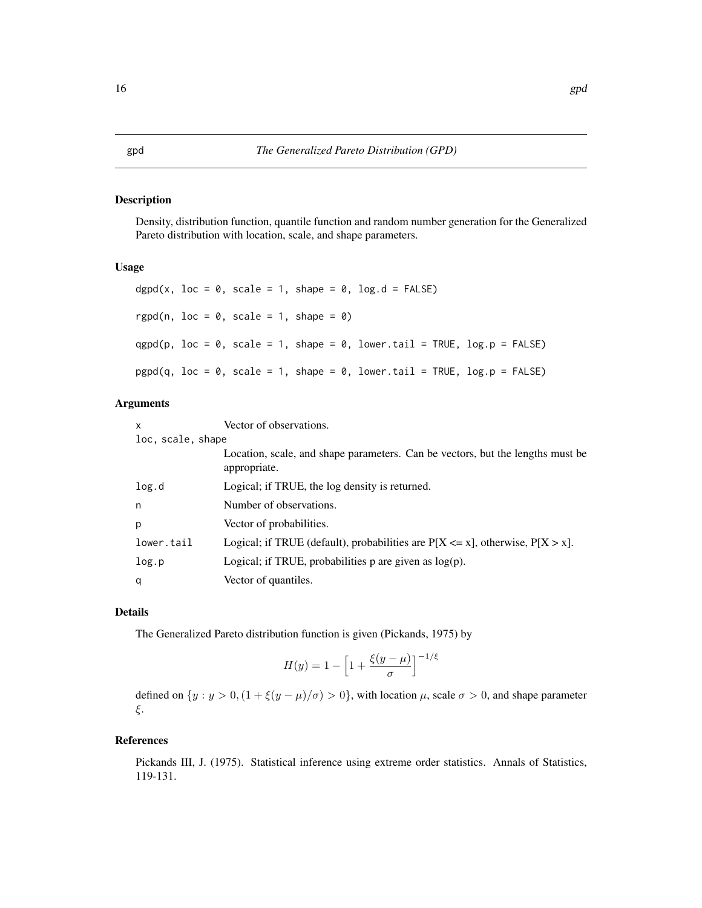# gpd — *The Generalized Pareto Distribution (GPD)*

## Description

Density, distribution function, quantile function and random number generation for the Generalized Pareto distribution with location, scale, and shape parameters.

## Usage

```
dgpd(x, loc = 0, scale = 1, shape = 0, log.d = FALSE)

rgpd(n, loc = 0, scale = 1, shape = 0)

qgpd(p, loc = 0, scale = 1, shape = 0, lower.tail = TRUE, log.p = FALSE)

pgpd(q, loc = 0, scale = 1, shape = 0, lower.tail = TRUE, log.p = FALSE)
```

## Arguments

| Argument | Description |
|---|---|
| `x` | Vector of observations. |
| `loc, scale, shape` | Location, scale, and shape parameters. Can be vectors, but the lengths must be appropriate. |
| `log.d` | Logical; if TRUE, the log density is returned. |
| `n` | Number of observations. |
| `p` | Vector of probabilities. |
| `lower.tail` | Logical; if TRUE (default), probabilities are P[X <= x], otherwise, P[X > x]. |
| `log.p` | Logical; if TRUE, probabilities p are given as log(p). |
| `q` | Vector of quantiles. |

## Details

The Generalized Pareto distribution function is given (Pickands, 1975) by

$$H(y) = 1 - \Big[1 + \frac{\xi(y - \mu)}{\sigma}\Big]^{-1/\xi}$$

defined on $\{y : y > 0, (1 + \xi(y - \mu)/\sigma) > 0\}$, with location $\mu$, scale $\sigma > 0$, and shape parameter $\xi$.

## References

Pickands III, J. (1975). Statistical inference using extreme order statistics. Annals of Statistics, 119-131.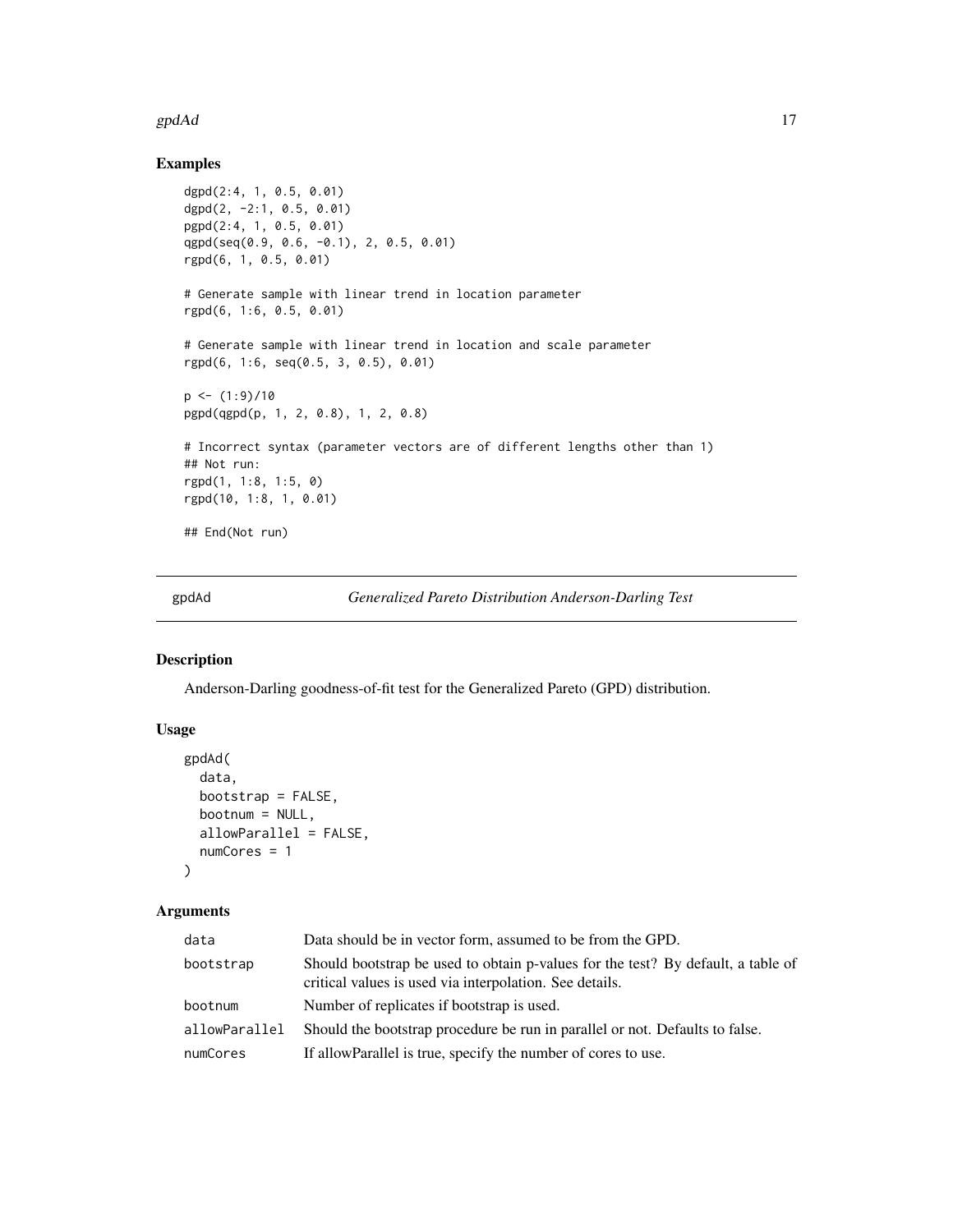## Examples

```
dgpd(2:4, 1, 0.5, 0.01)
dgpd(2, -2:1, 0.5, 0.01)
pgpd(2:4, 1, 0.5, 0.01)
qgpd(seq(0.9, 0.6, -0.1), 2, 0.5, 0.01)
rgpd(6, 1, 0.5, 0.01)

# Generate sample with linear trend in location parameter
rgpd(6, 1:6, 0.5, 0.01)

# Generate sample with linear trend in location and scale parameter
rgpd(6, 1:6, seq(0.5, 3, 0.5), 0.01)

p <- (1:9)/10
pgpd(qgpd(p, 1, 2, 0.8), 1, 2, 0.8)

# Incorrect syntax (parameter vectors are of different lengths other than 1)
## Not run:
rgpd(1, 1:8, 1:5, 0)
rgpd(10, 1:8, 1, 0.01)

## End(Not run)
```

---

## gpdAd — *Generalized Pareto Distribution Anderson-Darling Test*

### Description

Anderson-Darling goodness-of-fit test for the Generalized Pareto (GPD) distribution.

### Usage

```
gpdAd(
  data,
  bootstrap = FALSE,
  bootnum = NULL,
  allowParallel = FALSE,
  numCores = 1
)
```

### Arguments

| | |
|---|---|
| data | Data should be in vector form, assumed to be from the GPD. |
| bootstrap | Should bootstrap be used to obtain p-values for the test? By default, a table of critical values is used via interpolation. See details. |
| bootnum | Number of replicates if bootstrap is used. |
| allowParallel | Should the bootstrap procedure be run in parallel or not. Defaults to false. |
| numCores | If allowParallel is true, specify the number of cores to use. |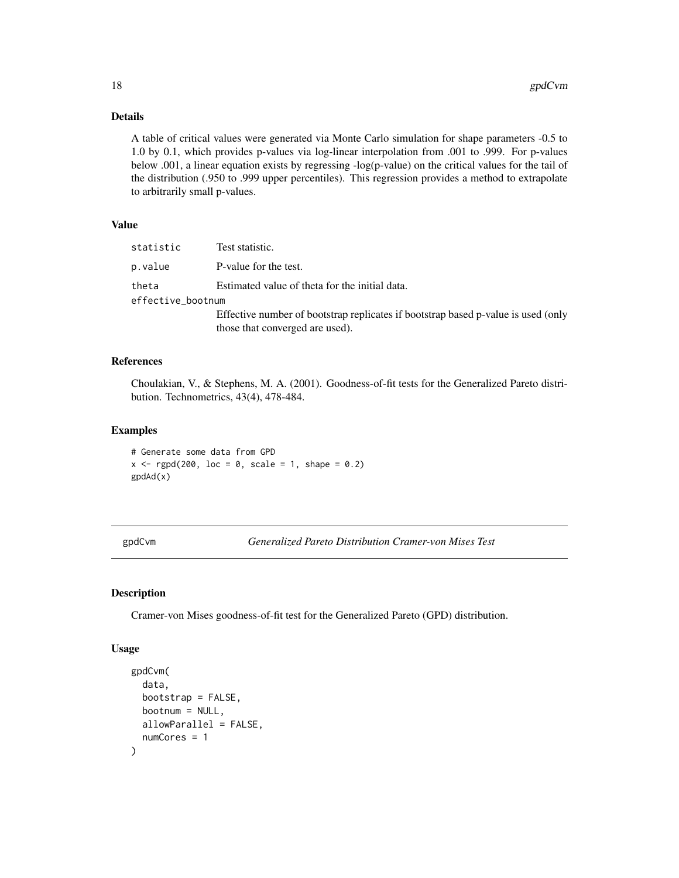### Details

A table of critical values were generated via Monte Carlo simulation for shape parameters -0.5 to 1.0 by 0.1, which provides p-values via log-linear interpolation from .001 to .999. For p-values below .001, a linear equation exists by regressing -log(p-value) on the critical values for the tail of the distribution (.950 to .999 upper percentiles). This regression provides a method to extrapolate to arbitrarily small p-values.

### Value

| | |
|---|---|
| `statistic` | Test statistic. |
| `p.value` | P-value for the test. |
| `theta` | Estimated value of theta for the initial data. |
| `effective_bootnum` | Effective number of bootstrap replicates if bootstrap based p-value is used (only those that converged are used). |

### References

Choulakian, V., & Stephens, M. A. (2001). Goodness-of-fit tests for the Generalized Pareto distribution. Technometrics, 43(4), 478-484.

### Examples

```
# Generate some data from GPD
x <- rgpd(200, loc = 0, scale = 1, shape = 0.2)
gpdAd(x)
```

---

## gpdCvm — *Generalized Pareto Distribution Cramer-von Mises Test*

### Description

Cramer-von Mises goodness-of-fit test for the Generalized Pareto (GPD) distribution.

### Usage

```
gpdCvm(
  data,
  bootstrap = FALSE,
  bootnum = NULL,
  allowParallel = FALSE,
  numCores = 1
)
```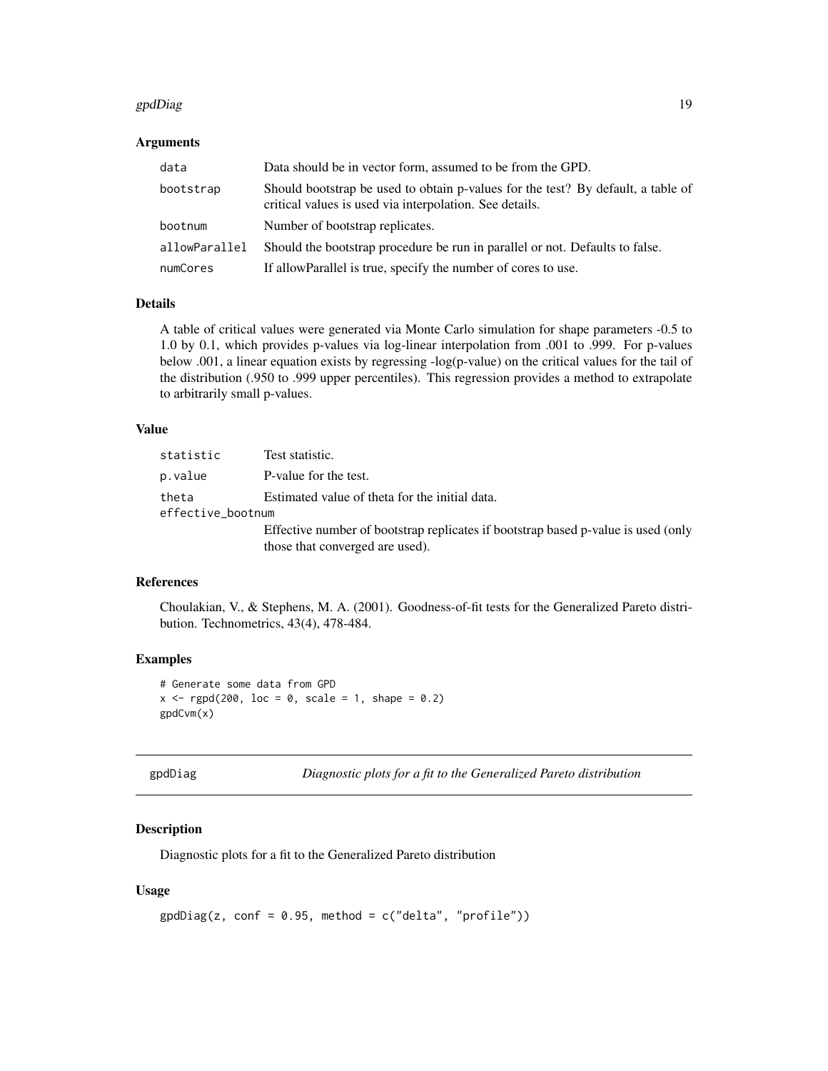### Arguments

| | |
|---|---|
| data | Data should be in vector form, assumed to be from the GPD. |
| bootstrap | Should bootstrap be used to obtain p-values for the test? By default, a table of critical values is used via interpolation. See details. |
| bootnum | Number of bootstrap replicates. |
| allowParallel | Should the bootstrap procedure be run in parallel or not. Defaults to false. |
| numCores | If allowParallel is true, specify the number of cores to use. |

### Details

A table of critical values were generated via Monte Carlo simulation for shape parameters -0.5 to 1.0 by 0.1, which provides p-values via log-linear interpolation from .001 to .999. For p-values below .001, a linear equation exists by regressing -log(p-value) on the critical values for the tail of the distribution (.950 to .999 upper percentiles). This regression provides a method to extrapolate to arbitrarily small p-values.

### Value

| | |
|---|---|
| statistic | Test statistic. |
| p.value | P-value for the test. |
| theta | Estimated value of theta for the initial data. |
| effective_bootnum | Effective number of bootstrap replicates if bootstrap based p-value is used (only those that converged are used). |

### References

Choulakian, V., & Stephens, M. A. (2001). Goodness-of-fit tests for the Generalized Pareto distribution. Technometrics, 43(4), 478-484.

### Examples

```
# Generate some data from GPD
x <- rgpd(200, loc = 0, scale = 1, shape = 0.2)
gpdCvm(x)
```

---

## gpdDiag — *Diagnostic plots for a fit to the Generalized Pareto distribution*

### Description

Diagnostic plots for a fit to the Generalized Pareto distribution

### Usage

```
gpdDiag(z, conf = 0.95, method = c("delta", "profile"))
```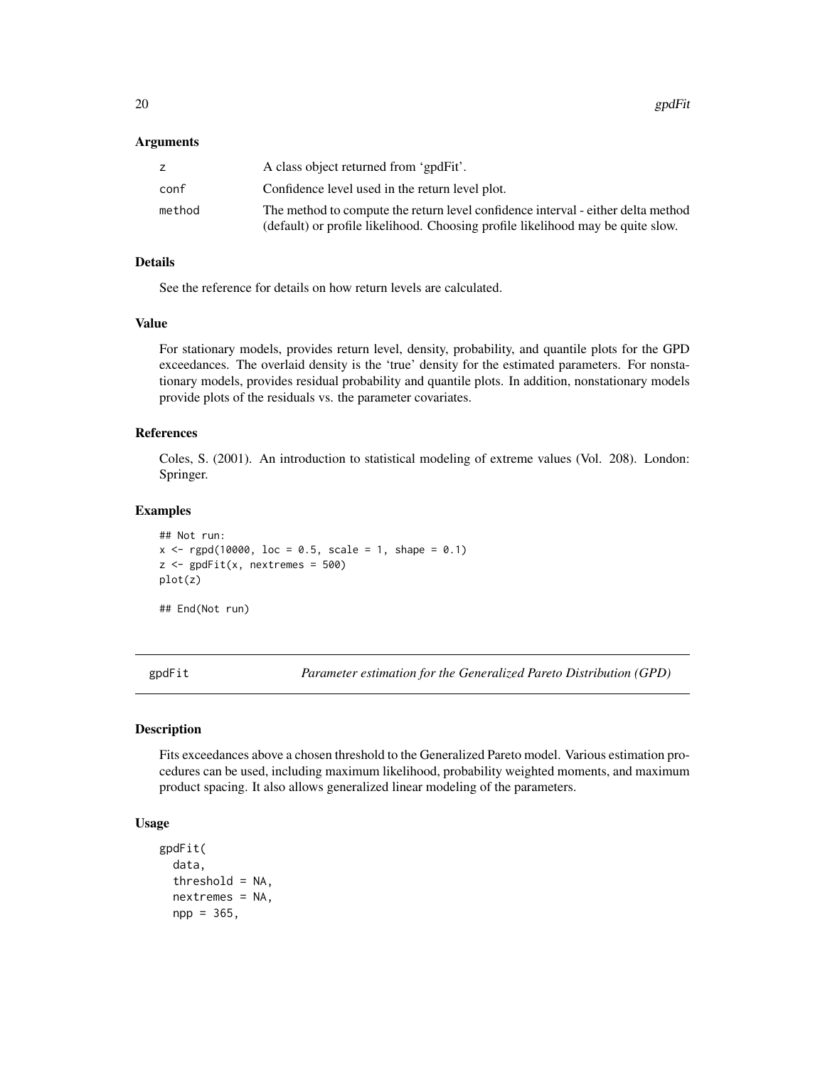### Arguments

| | |
|---|---|
| z | A class object returned from 'gpdFit'. |
| conf | Confidence level used in the return level plot. |
| method | The method to compute the return level confidence interval - either delta method (default) or profile likelihood. Choosing profile likelihood may be quite slow. |

### Details

See the reference for details on how return levels are calculated.

### Value

For stationary models, provides return level, density, probability, and quantile plots for the GPD exceedances. The overlaid density is the 'true' density for the estimated parameters. For nonstationary models, provides residual probability and quantile plots. In addition, nonstationary models provide plots of the residuals vs. the parameter covariates.

### References

Coles, S. (2001). An introduction to statistical modeling of extreme values (Vol. 208). London: Springer.

### Examples

```
## Not run:
x <- rgpd(10000, loc = 0.5, scale = 1, shape = 0.1)
z <- gpdFit(x, nextremes = 500)
plot(z)

## End(Not run)
```

---

## gpdFit — *Parameter estimation for the Generalized Pareto Distribution (GPD)*

### Description

Fits exceedances above a chosen threshold to the Generalized Pareto model. Various estimation procedures can be used, including maximum likelihood, probability weighted moments, and maximum product spacing. It also allows generalized linear modeling of the parameters.

### Usage

```
gpdFit(
  data,
  threshold = NA,
  nextremes = NA,
  npp = 365,
```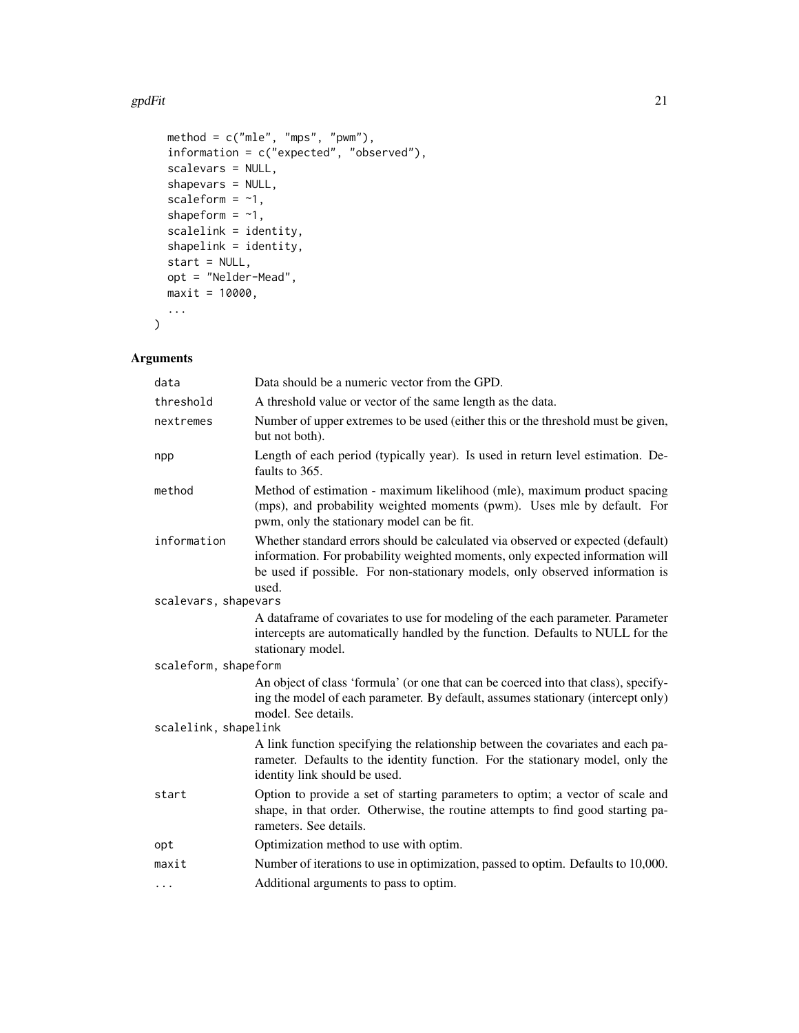```
  method = c("mle", "mps", "pwm"),
  information = c("expected", "observed"),
  scalevars = NULL,
  shapevars = NULL,
  scaleform = ~1,
  shapeform = ~1,
  scalelink = identity,
  shapelink = identity,
  start = NULL,
  opt = "Nelder-Mead",
  maxit = 10000,
  ...
)
```

## Arguments

| | |
|---|---|
| `data` | Data should be a numeric vector from the GPD. |
| `threshold` | A threshold value or vector of the same length as the data. |
| `nextremes` | Number of upper extremes to be used (either this or the threshold must be given, but not both). |
| `npp` | Length of each period (typically year). Is used in return level estimation. Defaults to 365. |
| `method` | Method of estimation - maximum likelihood (mle), maximum product spacing (mps), and probability weighted moments (pwm). Uses mle by default. For pwm, only the stationary model can be fit. |
| `information` | Whether standard errors should be calculated via observed or expected (default) information. For probability weighted moments, only expected information will be used if possible. For non-stationary models, only observed information is used. |
| `scalevars, shapevars` | A dataframe of covariates to use for modeling of the each parameter. Parameter intercepts are automatically handled by the function. Defaults to NULL for the stationary model. |
| `scaleform, shapeform` | An object of class 'formula' (or one that can be coerced into that class), specifying the model of each parameter. By default, assumes stationary (intercept only) model. See details. |
| `scalelink, shapelink` | A link function specifying the relationship between the covariates and each parameter. Defaults to the identity function. For the stationary model, only the identity link should be used. |
| `start` | Option to provide a set of starting parameters to optim; a vector of scale and shape, in that order. Otherwise, the routine attempts to find good starting parameters. See details. |
| `opt` | Optimization method to use with optim. |
| `maxit` | Number of iterations to use in optimization, passed to optim. Defaults to 10,000. |
| `...` | Additional arguments to pass to optim. |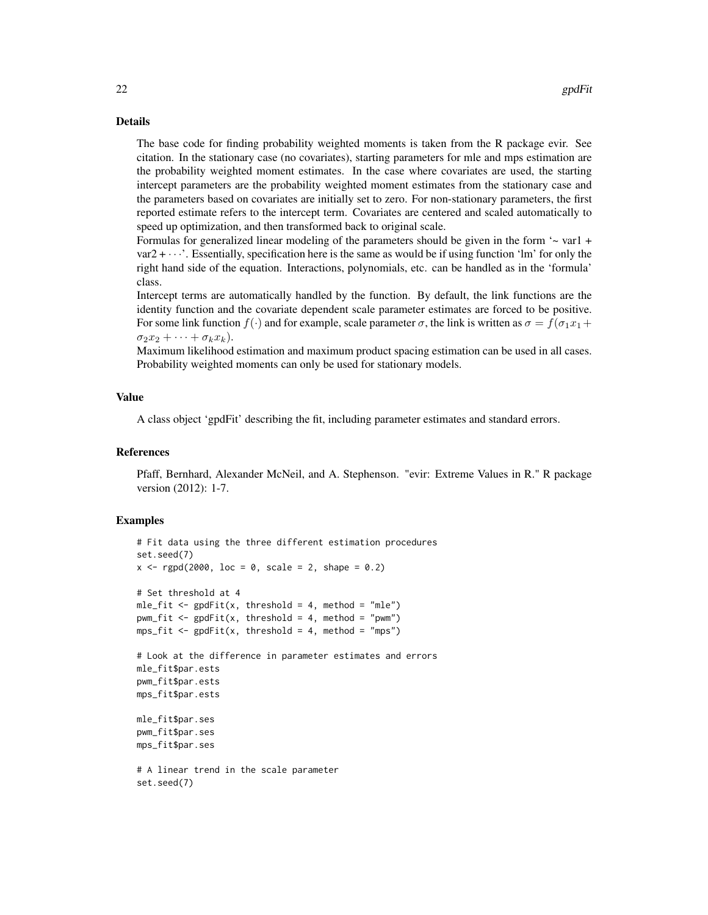### Details

The base code for finding probability weighted moments is taken from the R package evir. See citation. In the stationary case (no covariates), starting parameters for mle and mps estimation are the probability weighted moment estimates. In the case where covariates are used, the starting intercept parameters are the probability weighted moment estimates from the stationary case and the parameters based on covariates are initially set to zero. For non-stationary parameters, the first reported estimate refers to the intercept term. Covariates are centered and scaled automatically to speed up optimization, and then transformed back to original scale.

Formulas for generalized linear modeling of the parameters should be given in the form '~ var1 + var2 + $\cdots$'. Essentially, specification here is the same as would be if using function 'lm' for only the right hand side of the equation. Interactions, polynomials, etc. can be handled as in the 'formula' class.

Intercept terms are automatically handled by the function. By default, the link functions are the identity function and the covariate dependent scale parameter estimates are forced to be positive. For some link function $f(\cdot)$ and for example, scale parameter $\sigma$, the link is written as $\sigma = f(\sigma_1 x_1 + \sigma_2 x_2 + \cdots + \sigma_k x_k)$.

Maximum likelihood estimation and maximum product spacing estimation can be used in all cases. Probability weighted moments can only be used for stationary models.

### Value

A class object 'gpdFit' describing the fit, including parameter estimates and standard errors.

### References

Pfaff, Bernhard, Alexander McNeil, and A. Stephenson. "evir: Extreme Values in R." R package version (2012): 1-7.

### Examples

```
# Fit data using the three different estimation procedures
set.seed(7)
x <- rgpd(2000, loc = 0, scale = 2, shape = 0.2)

# Set threshold at 4
mle_fit <- gpdFit(x, threshold = 4, method = "mle")
pwm_fit <- gpdFit(x, threshold = 4, method = "pwm")
mps_fit <- gpdFit(x, threshold = 4, method = "mps")

# Look at the difference in parameter estimates and errors
mle_fit$par.ests
pwm_fit$par.ests
mps_fit$par.ests

mle_fit$par.ses
pwm_fit$par.ses
mps_fit$par.ses

# A linear trend in the scale parameter
set.seed(7)
```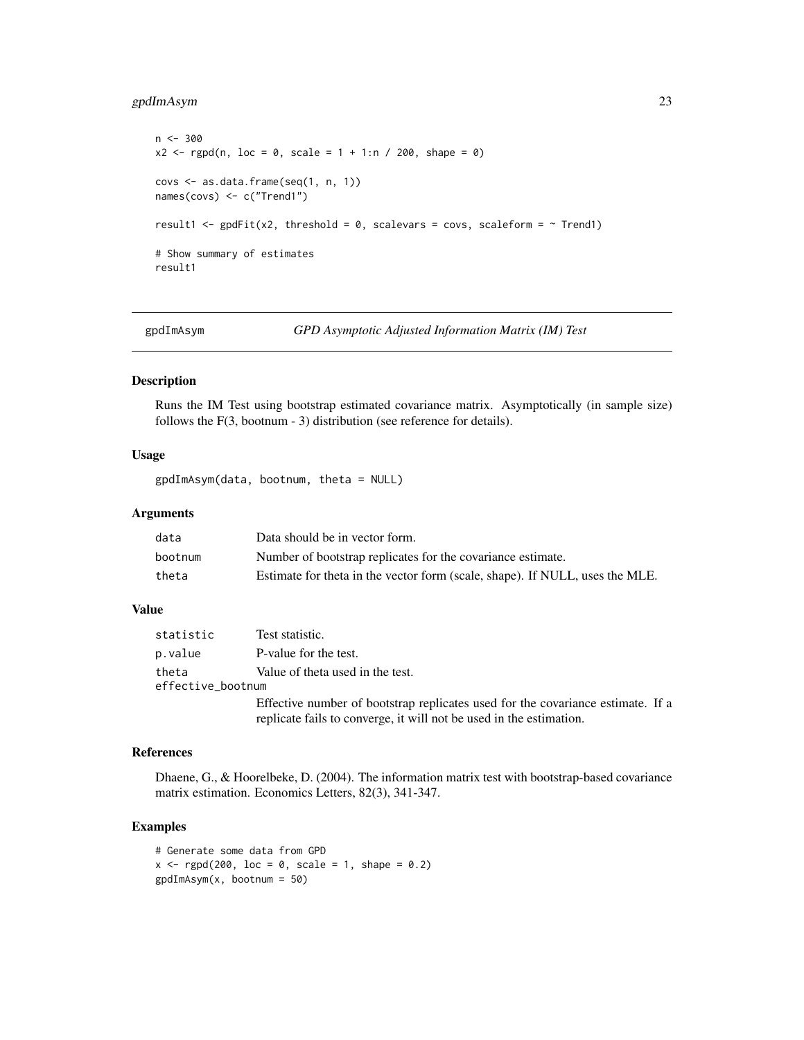```
n <- 300
x2 <- rgpd(n, loc = 0, scale = 1 + 1:n / 200, shape = 0)

covs <- as.data.frame(seq(1, n, 1))
names(covs) <- c("Trend1")

result1 <- gpdFit(x2, threshold = 0, scalevars = covs, scaleform = ~ Trend1)

# Show summary of estimates
result1
```

---

## gpdImAsym — *GPD Asymptotic Adjusted Information Matrix (IM) Test*

### Description

Runs the IM Test using bootstrap estimated covariance matrix. Asymptotically (in sample size) follows the F(3, bootnum - 3) distribution (see reference for details).

### Usage

```
gpdImAsym(data, bootnum, theta = NULL)
```

### Arguments

| | |
|---|---|
| `data` | Data should be in vector form. |
| `bootnum` | Number of bootstrap replicates for the covariance estimate. |
| `theta` | Estimate for theta in the vector form (scale, shape). If NULL, uses the MLE. |

### Value

| | |
|---|---|
| `statistic` | Test statistic. |
| `p.value` | P-value for the test. |
| `theta` | Value of theta used in the test. |
| `effective_bootnum` | Effective number of bootstrap replicates used for the covariance estimate. If a replicate fails to converge, it will not be used in the estimation. |

### References

Dhaene, G., & Hoorelbeke, D. (2004). The information matrix test with bootstrap-based covariance matrix estimation. Economics Letters, 82(3), 341-347.

### Examples

```
# Generate some data from GPD
x <- rgpd(200, loc = 0, scale = 1, shape = 0.2)
gpdImAsym(x, bootnum = 50)
```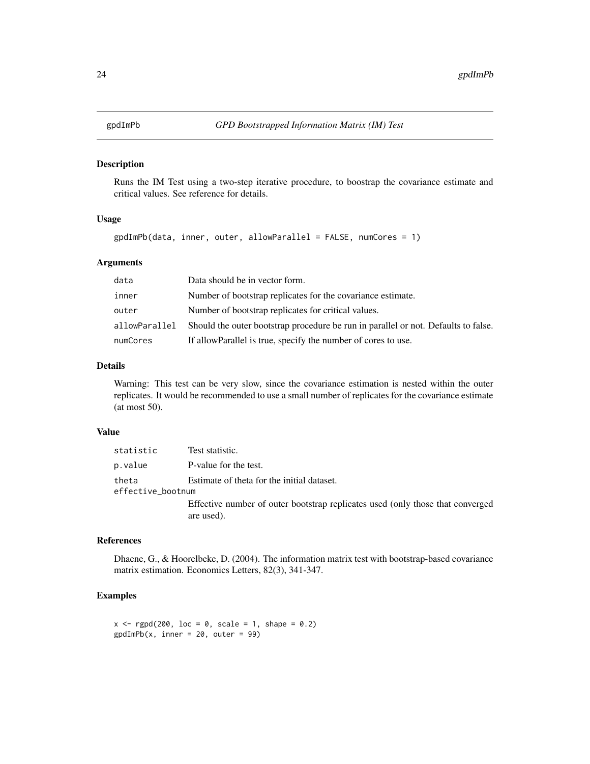## gpdImPb *GPD Bootstrapped Information Matrix (IM) Test*

### Description

Runs the IM Test using a two-step iterative procedure, to boostrap the covariance estimate and critical values. See reference for details.

### Usage

```
gpdImPb(data, inner, outer, allowParallel = FALSE, numCores = 1)
```

### Arguments

| | |
|---|---|
| data | Data should be in vector form. |
| inner | Number of bootstrap replicates for the covariance estimate. |
| outer | Number of bootstrap replicates for critical values. |
| allowParallel | Should the outer bootstrap procedure be run in parallel or not. Defaults to false. |
| numCores | If allowParallel is true, specify the number of cores to use. |

### Details

Warning: This test can be very slow, since the covariance estimation is nested within the outer replicates. It would be recommended to use a small number of replicates for the covariance estimate (at most 50).

### Value

| | |
|---|---|
| statistic | Test statistic. |
| p.value | P-value for the test. |
| theta | Estimate of theta for the initial dataset. |
| effective_bootnum | Effective number of outer bootstrap replicates used (only those that converged are used). |

### References

Dhaene, G., & Hoorelbeke, D. (2004). The information matrix test with bootstrap-based covariance matrix estimation. Economics Letters, 82(3), 341-347.

### Examples

```
x <- rgpd(200, loc = 0, scale = 1, shape = 0.2)
gpdImPb(x, inner = 20, outer = 99)
```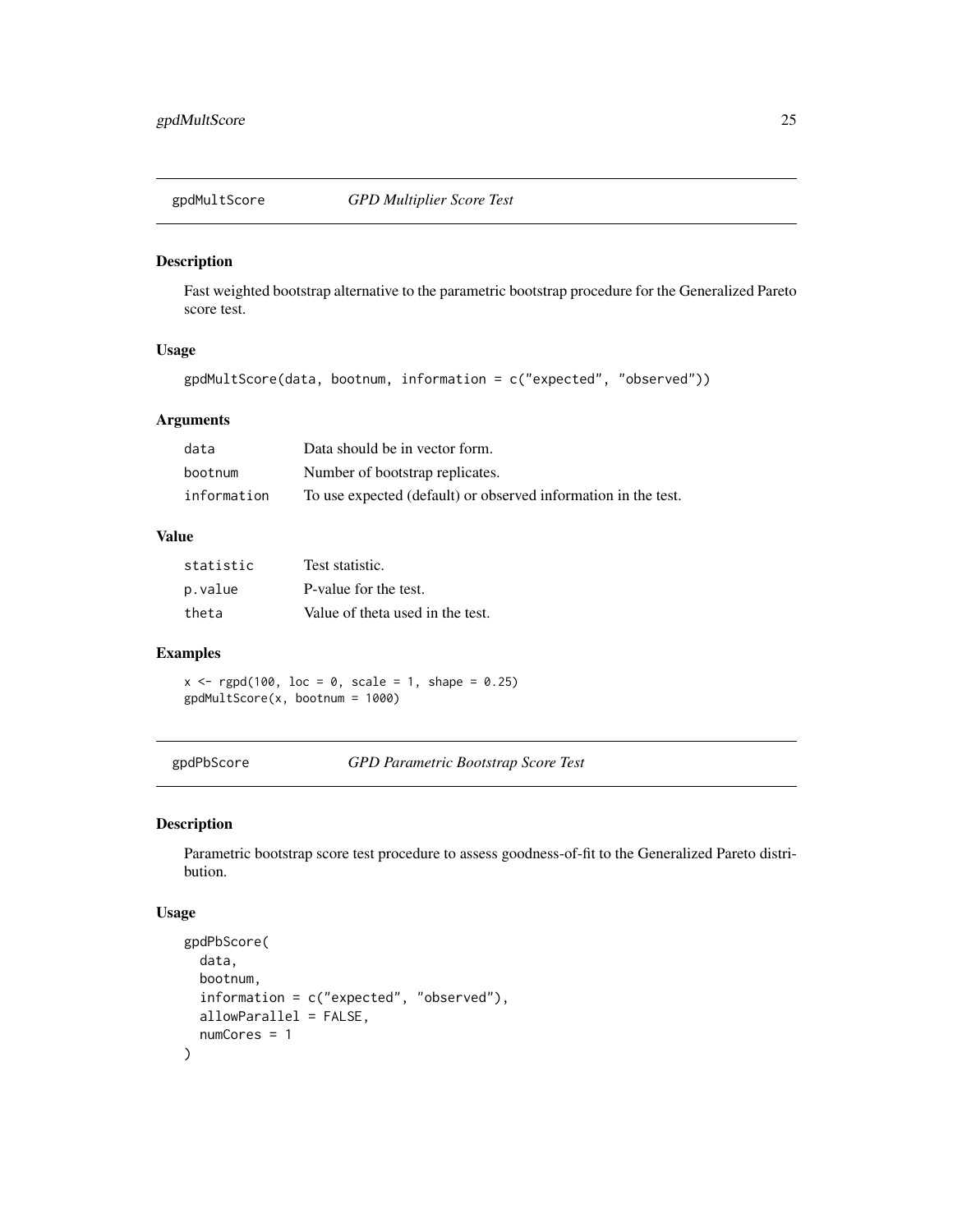## gpdMultScore *GPD Multiplier Score Test*

### Description

Fast weighted bootstrap alternative to the parametric bootstrap procedure for the Generalized Pareto score test.

### Usage

```
gpdMultScore(data, bootnum, information = c("expected", "observed"))
```

### Arguments

| | |
|---|---|
| `data` | Data should be in vector form. |
| `bootnum` | Number of bootstrap replicates. |
| `information` | To use expected (default) or observed information in the test. |

### Value

| | |
|---|---|
| `statistic` | Test statistic. |
| `p.value` | P-value for the test. |
| `theta` | Value of theta used in the test. |

### Examples

```
x <- rgpd(100, loc = 0, scale = 1, shape = 0.25)
gpdMultScore(x, bootnum = 1000)
```

## gpdPbScore *GPD Parametric Bootstrap Score Test*

### Description

Parametric bootstrap score test procedure to assess goodness-of-fit to the Generalized Pareto distribution.

### Usage

```
gpdPbScore(
  data,
  bootnum,
  information = c("expected", "observed"),
  allowParallel = FALSE,
  numCores = 1
)
```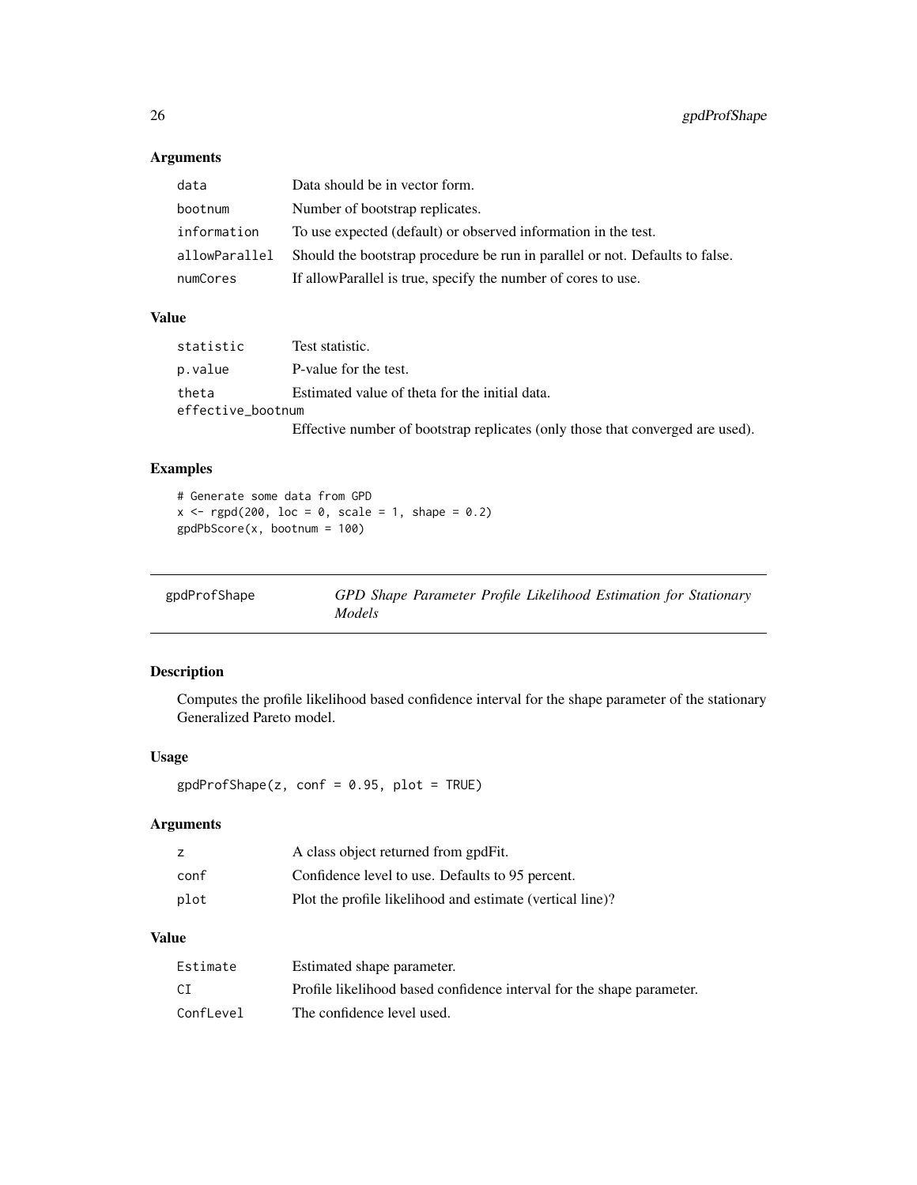## Arguments

| | |
|---|---|
| data | Data should be in vector form. |
| bootnum | Number of bootstrap replicates. |
| information | To use expected (default) or observed information in the test. |
| allowParallel | Should the bootstrap procedure be run in parallel or not. Defaults to false. |
| numCores | If allowParallel is true, specify the number of cores to use. |

## Value

| | |
|---|---|
| statistic | Test statistic. |
| p.value | P-value for the test. |
| theta | Estimated value of theta for the initial data. |
| effective_bootnum | Effective number of bootstrap replicates (only those that converged are used). |

## Examples

```
# Generate some data from GPD
x <- rgpd(200, loc = 0, scale = 1, shape = 0.2)
gpdPbScore(x, bootnum = 100)
```

---

# gpdProfShape — *GPD Shape Parameter Profile Likelihood Estimation for Stationary Models*

## Description

Computes the profile likelihood based confidence interval for the shape parameter of the stationary Generalized Pareto model.

## Usage

```
gpdProfShape(z, conf = 0.95, plot = TRUE)
```

## Arguments

| | |
|---|---|
| z | A class object returned from gpdFit. |
| conf | Confidence level to use. Defaults to 95 percent. |
| plot | Plot the profile likelihood and estimate (vertical line)? |

## Value

| | |
|---|---|
| Estimate | Estimated shape parameter. |
| CI | Profile likelihood based confidence interval for the shape parameter. |
| ConfLevel | The confidence level used. |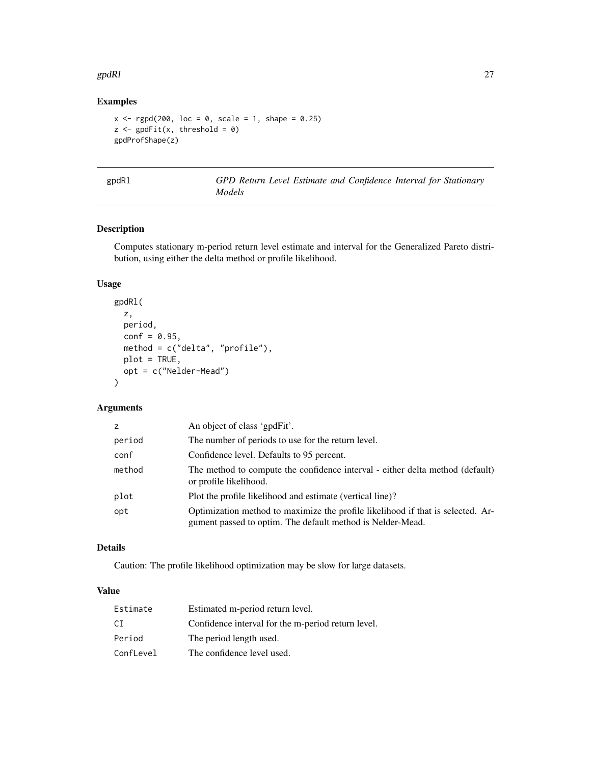## Examples

```
x <- rgpd(200, loc = 0, scale = 1, shape = 0.25)
z <- gpdFit(x, threshold = 0)
gpdProfShape(z)
```

---

# gpdRl — *GPD Return Level Estimate and Confidence Interval for Stationary Models*

---

## Description

Computes stationary m-period return level estimate and interval for the Generalized Pareto distribution, using either the delta method or profile likelihood.

## Usage

```
gpdRl(
  z,
  period,
  conf = 0.95,
  method = c("delta", "profile"),
  plot = TRUE,
  opt = c("Nelder-Mead")
)
```

## Arguments

| | |
|---|---|
| z | An object of class 'gpdFit'. |
| period | The number of periods to use for the return level. |
| conf | Confidence level. Defaults to 95 percent. |
| method | The method to compute the confidence interval - either delta method (default) or profile likelihood. |
| plot | Plot the profile likelihood and estimate (vertical line)? |
| opt | Optimization method to maximize the profile likelihood if that is selected. Argument passed to optim. The default method is Nelder-Mead. |

## Details

Caution: The profile likelihood optimization may be slow for large datasets.

## Value

| | |
|---|---|
| Estimate | Estimated m-period return level. |
| CI | Confidence interval for the m-period return level. |
| Period | The period length used. |
| ConfLevel | The confidence level used. |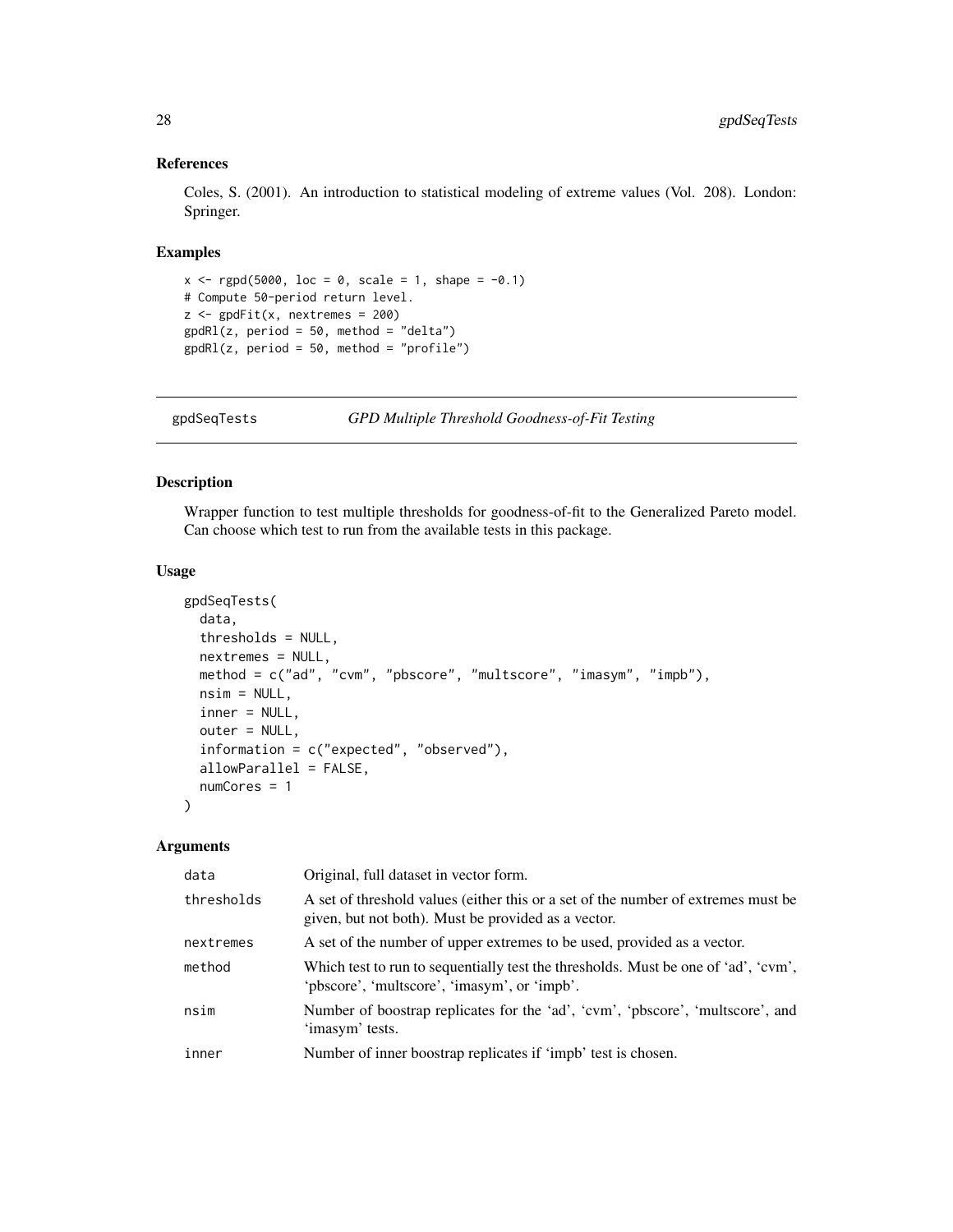### References

Coles, S. (2001). An introduction to statistical modeling of extreme values (Vol. 208). London: Springer.

### Examples

```
x <- rgpd(5000, loc = 0, scale = 1, shape = -0.1)
# Compute 50-period return level.
z <- gpdFit(x, nextremes = 200)
gpdRl(z, period = 50, method = "delta")
gpdRl(z, period = 50, method = "profile")
```

---

## gpdSeqTests — *GPD Multiple Threshold Goodness-of-Fit Testing*

### Description

Wrapper function to test multiple thresholds for goodness-of-fit to the Generalized Pareto model. Can choose which test to run from the available tests in this package.

### Usage

```
gpdSeqTests(
  data,
  thresholds = NULL,
  nextremes = NULL,
  method = c("ad", "cvm", "pbscore", "multscore", "imasym", "impb"),
  nsim = NULL,
  inner = NULL,
  outer = NULL,
  information = c("expected", "observed"),
  allowParallel = FALSE,
  numCores = 1
)
```

### Arguments

| | |
|---|---|
| data | Original, full dataset in vector form. |
| thresholds | A set of threshold values (either this or a set of the number of extremes must be given, but not both). Must be provided as a vector. |
| nextremes | A set of the number of upper extremes to be used, provided as a vector. |
| method | Which test to run to sequentially test the thresholds. Must be one of 'ad', 'cvm', 'pbscore', 'multscore', 'imasym', or 'impb'. |
| nsim | Number of boostrap replicates for the 'ad', 'cvm', 'pbscore', 'multscore', and 'imasym' tests. |
| inner | Number of inner boostrap replicates if 'impb' test is chosen. |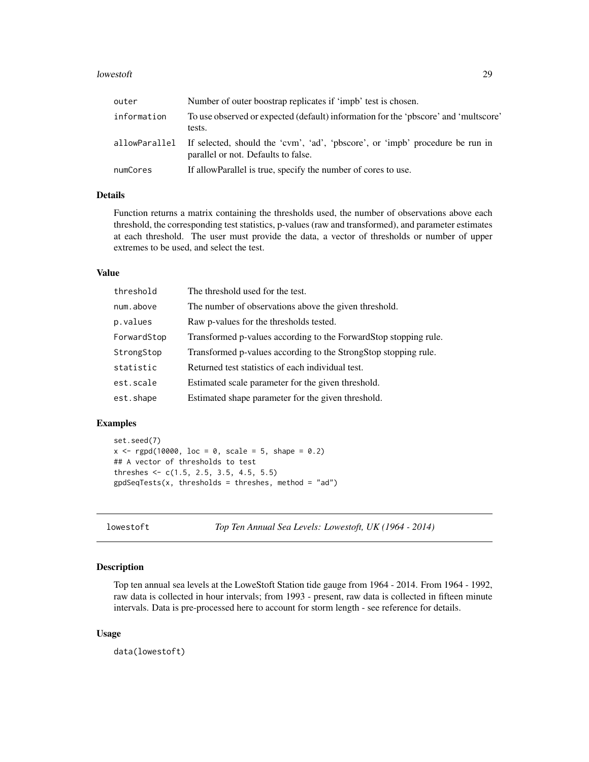| | |
|---|---|
| outer | Number of outer boostrap replicates if 'impb' test is chosen. |
| information | To use observed or expected (default) information for the 'pbscore' and 'multscore' tests. |
| allowParallel | If selected, should the 'cvm', 'ad', 'pbscore', or 'impb' procedure be run in parallel or not. Defaults to false. |
| numCores | If allowParallel is true, specify the number of cores to use. |

## Details

Function returns a matrix containing the thresholds used, the number of observations above each threshold, the corresponding test statistics, p-values (raw and transformed), and parameter estimates at each threshold. The user must provide the data, a vector of thresholds or number of upper extremes to be used, and select the test.

## Value

| | |
|---|---|
| threshold | The threshold used for the test. |
| num.above | The number of observations above the given threshold. |
| p.values | Raw p-values for the thresholds tested. |
| ForwardStop | Transformed p-values according to the ForwardStop stopping rule. |
| StrongStop | Transformed p-values according to the StrongStop stopping rule. |
| statistic | Returned test statistics of each individual test. |
| est.scale | Estimated scale parameter for the given threshold. |
| est.shape | Estimated shape parameter for the given threshold. |

## Examples

```
set.seed(7)
x <- rgpd(10000, loc = 0, scale = 5, shape = 0.2)
## A vector of thresholds to test
threshes <- c(1.5, 2.5, 3.5, 4.5, 5.5)
gpdSeqTests(x, thresholds = threshes, method = "ad")
```

---

# lowestoft *Top Ten Annual Sea Levels: Lowestoft, UK (1964 - 2014)*

## Description

Top ten annual sea levels at the LoweStoft Station tide gauge from 1964 - 2014. From 1964 - 1992, raw data is collected in hour intervals; from 1993 - present, raw data is collected in fifteen minute intervals. Data is pre-processed here to account for storm length - see reference for details.

## Usage

```
data(lowestoft)
```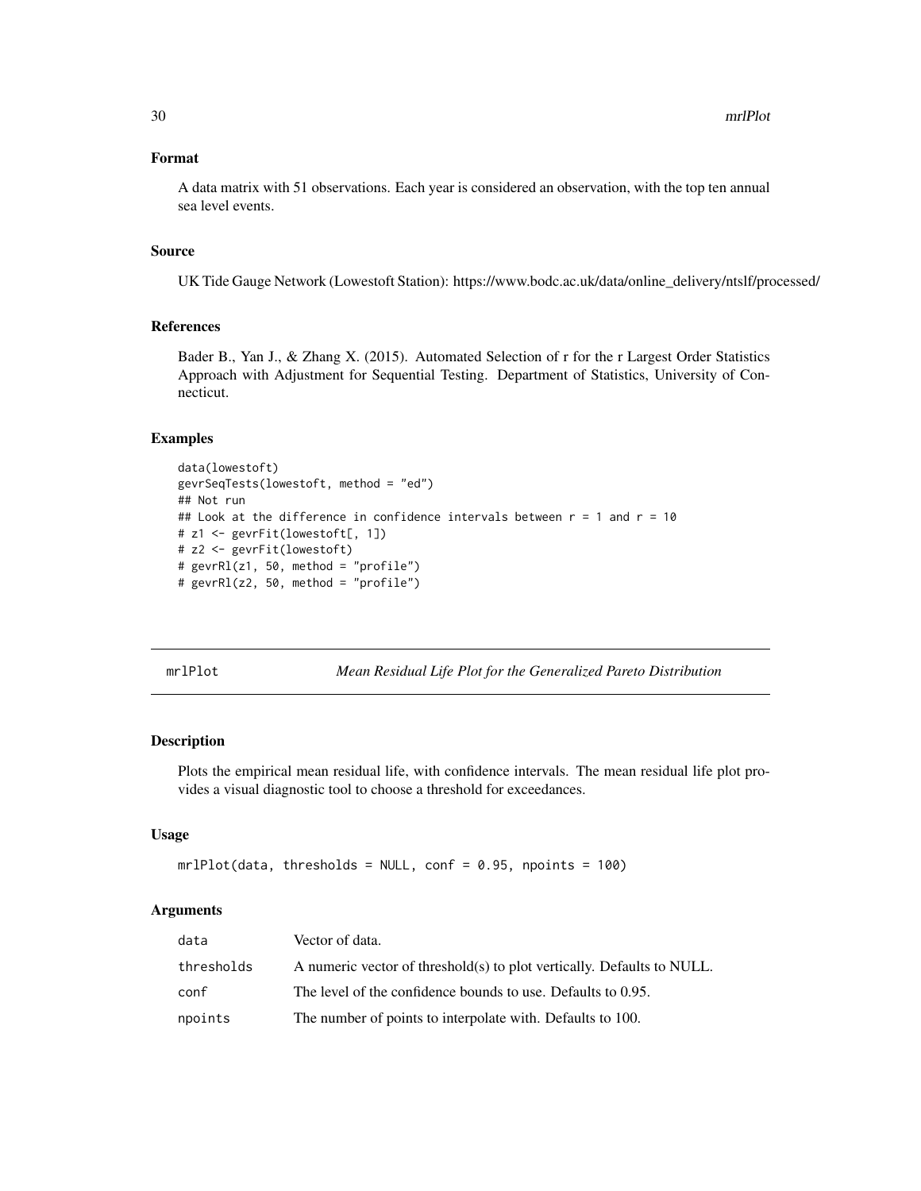### Format

A data matrix with 51 observations. Each year is considered an observation, with the top ten annual sea level events.

### Source

UK Tide Gauge Network (Lowestoft Station): https://www.bodc.ac.uk/data/online_delivery/ntslf/processed/

### References

Bader B., Yan J., & Zhang X. (2015). Automated Selection of r for the r Largest Order Statistics Approach with Adjustment for Sequential Testing. Department of Statistics, University of Connecticut.

### Examples

```
data(lowestoft)
gevrSeqTests(lowestoft, method = "ed")
## Not run
## Look at the difference in confidence intervals between r = 1 and r = 10
# z1 <- gevrFit(lowestoft[, 1])
# z2 <- gevrFit(lowestoft)
# gevrRl(z1, 50, method = "profile")
# gevrRl(z2, 50, method = "profile")
```

---

## mrlPlot — *Mean Residual Life Plot for the Generalized Pareto Distribution*

---

### Description

Plots the empirical mean residual life, with confidence intervals. The mean residual life plot provides a visual diagnostic tool to choose a threshold for exceedances.

### Usage

```
mrlPlot(data, thresholds = NULL, conf = 0.95, npoints = 100)
```

### Arguments

| | |
|---|---|
| data | Vector of data. |
| thresholds | A numeric vector of threshold(s) to plot vertically. Defaults to NULL. |
| conf | The level of the confidence bounds to use. Defaults to 0.95. |
| npoints | The number of points to interpolate with. Defaults to 100. |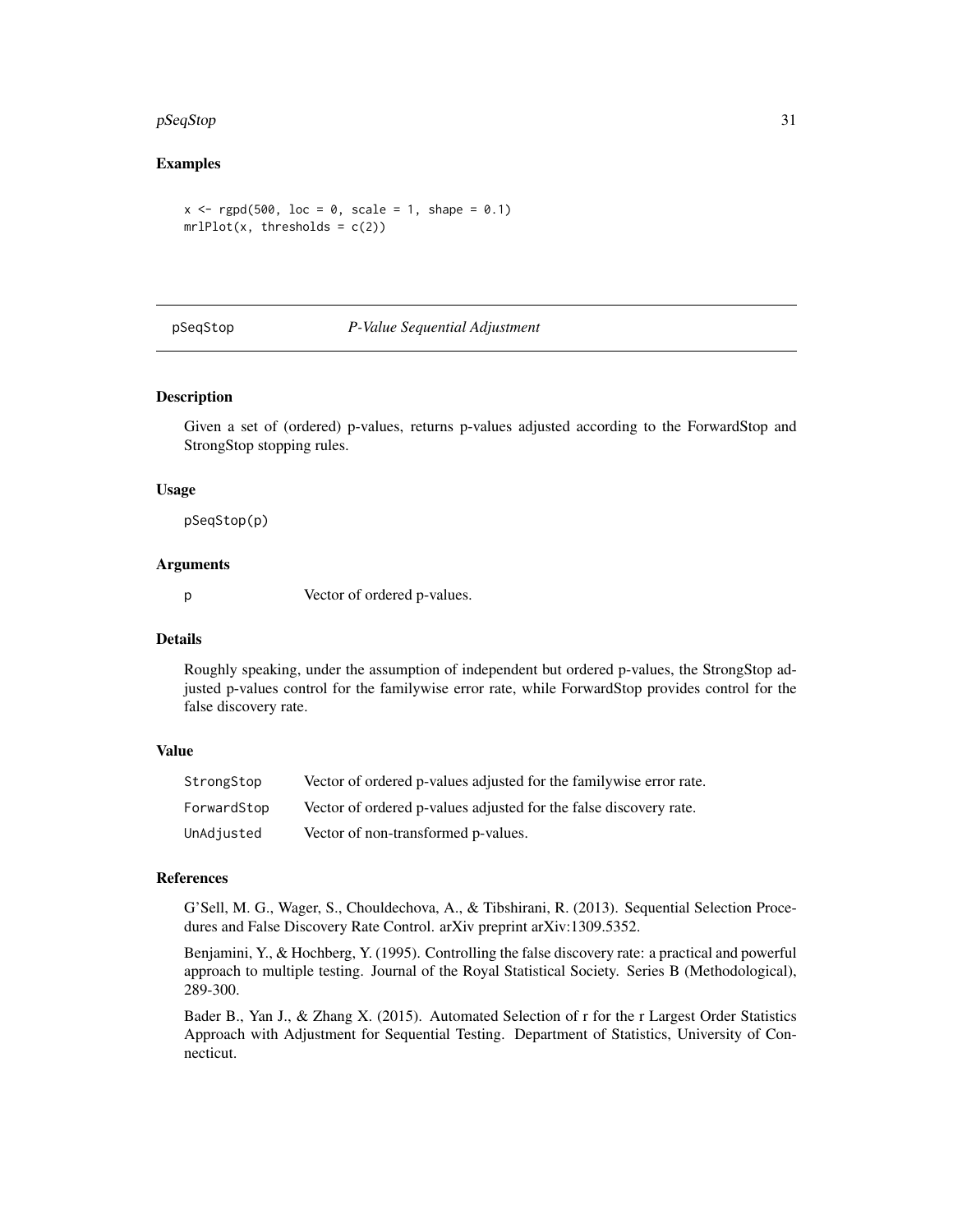### Examples

```
x <- rgpd(500, loc = 0, scale = 1, shape = 0.1)
mrlPlot(x, thresholds = c(2))
```

---

## pSeqStop — *P-Value Sequential Adjustment*

### Description

Given a set of (ordered) p-values, returns p-values adjusted according to the ForwardStop and StrongStop stopping rules.

### Usage

```
pSeqStop(p)
```

### Arguments

| | |
|---|---|
| p | Vector of ordered p-values. |

### Details

Roughly speaking, under the assumption of independent but ordered p-values, the StrongStop adjusted p-values control for the familywise error rate, while ForwardStop provides control for the false discovery rate.

### Value

| | |
|---|---|
| StrongStop | Vector of ordered p-values adjusted for the familywise error rate. |
| ForwardStop | Vector of ordered p-values adjusted for the false discovery rate. |
| UnAdjusted | Vector of non-transformed p-values. |

### References

G'Sell, M. G., Wager, S., Chouldechova, A., & Tibshirani, R. (2013). Sequential Selection Procedures and False Discovery Rate Control. arXiv preprint arXiv:1309.5352.

Benjamini, Y., & Hochberg, Y. (1995). Controlling the false discovery rate: a practical and powerful approach to multiple testing. Journal of the Royal Statistical Society. Series B (Methodological), 289-300.

Bader B., Yan J., & Zhang X. (2015). Automated Selection of r for the r Largest Order Statistics Approach with Adjustment for Sequential Testing. Department of Statistics, University of Connecticut.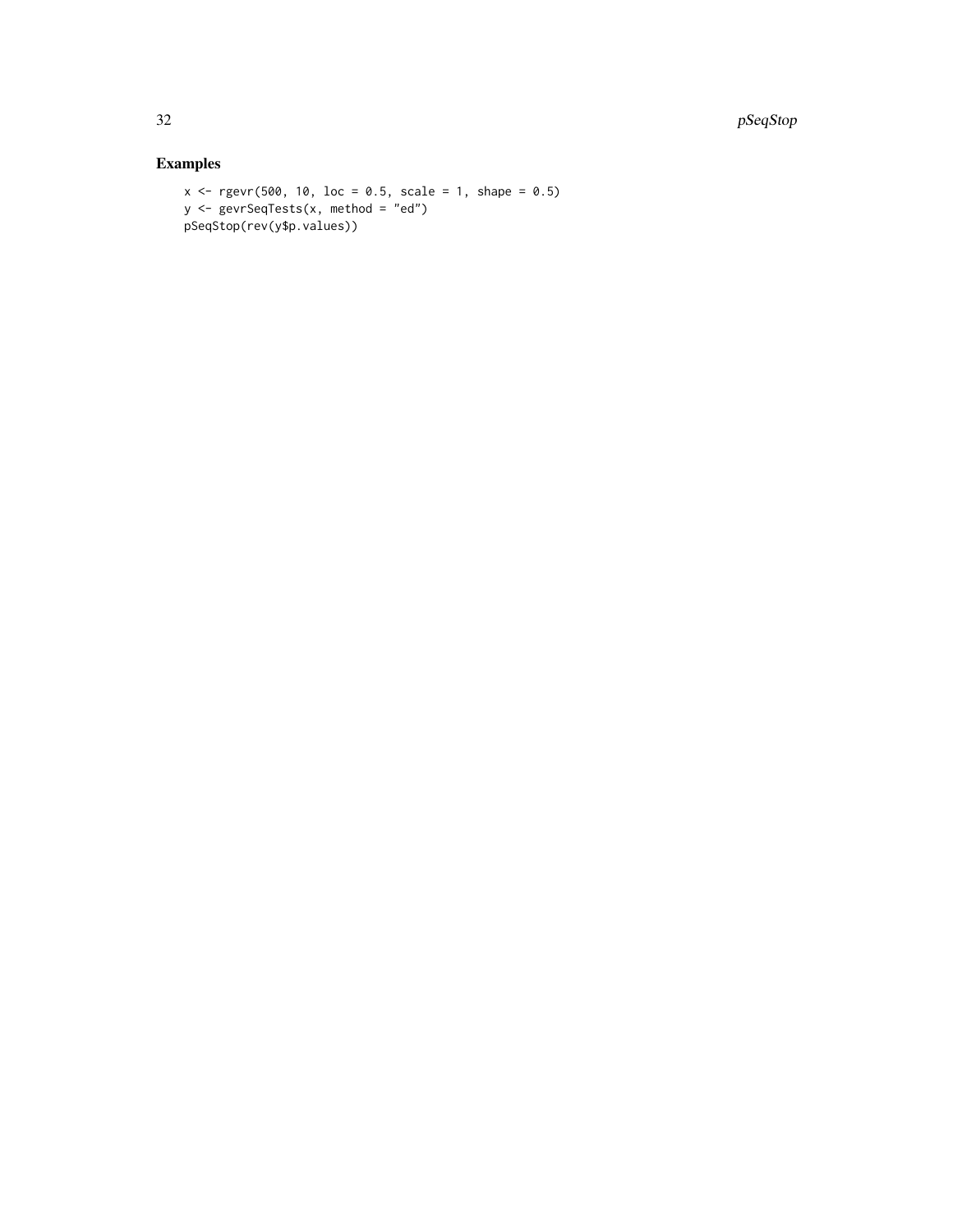## Examples

```
x <- rgevr(500, 10, loc = 0.5, scale = 1, shape = 0.5)
y <- gevrSeqTests(x, method = "ed")
pSeqStop(rev(y$p.values))
```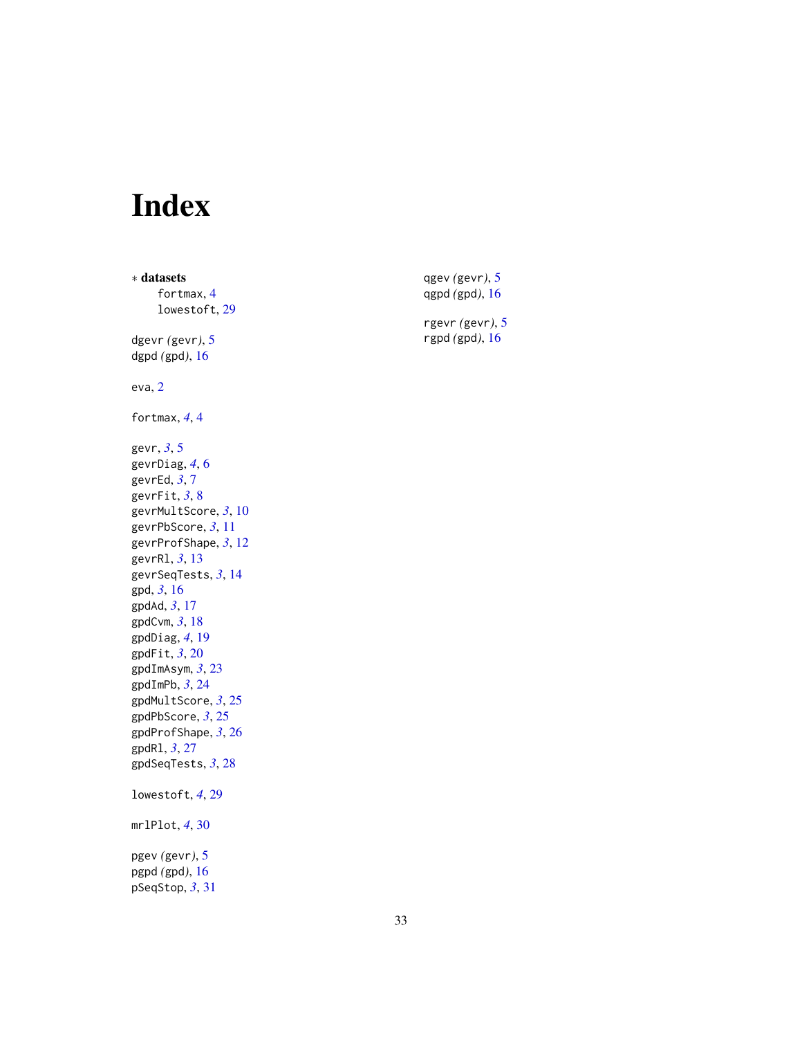# Index

∗ **datasets**
  fortmax, 4
  lowestoft, 29

dgevr *(gevr)*, 5
dgpd *(gpd)*, 16

eva, 2

fortmax, *4*, 4

gevr, *3*, 5
gevrDiag, *4*, 6
gevrEd, *3*, 7
gevrFit, *3*, 8
gevrMultScore, *3*, 10
gevrPbScore, *3*, 11
gevrProfShape, *3*, 12
gevrRl, *3*, 13
gevrSeqTests, *3*, 14
gpd, *3*, 16
gpdAd, *3*, 17
gpdCvm, *3*, 18
gpdDiag, *4*, 19
gpdFit, *3*, 20
gpdImAsym, *3*, 23
gpdImPb, *3*, 24
gpdMultScore, *3*, 25
gpdPbScore, *3*, 25
gpdProfShape, *3*, 26
gpdRl, *3*, 27
gpdSeqTests, *3*, 28

lowestoft, *4*, 29

mrlPlot, *4*, 30

pgev *(gevr)*, 5
pgpd *(gpd)*, 16
pSeqStop, *3*, 31

qgev *(gevr)*, 5
qgpd *(gpd)*, 16

rgevr *(gevr)*, 5
rgpd *(gpd)*, 16